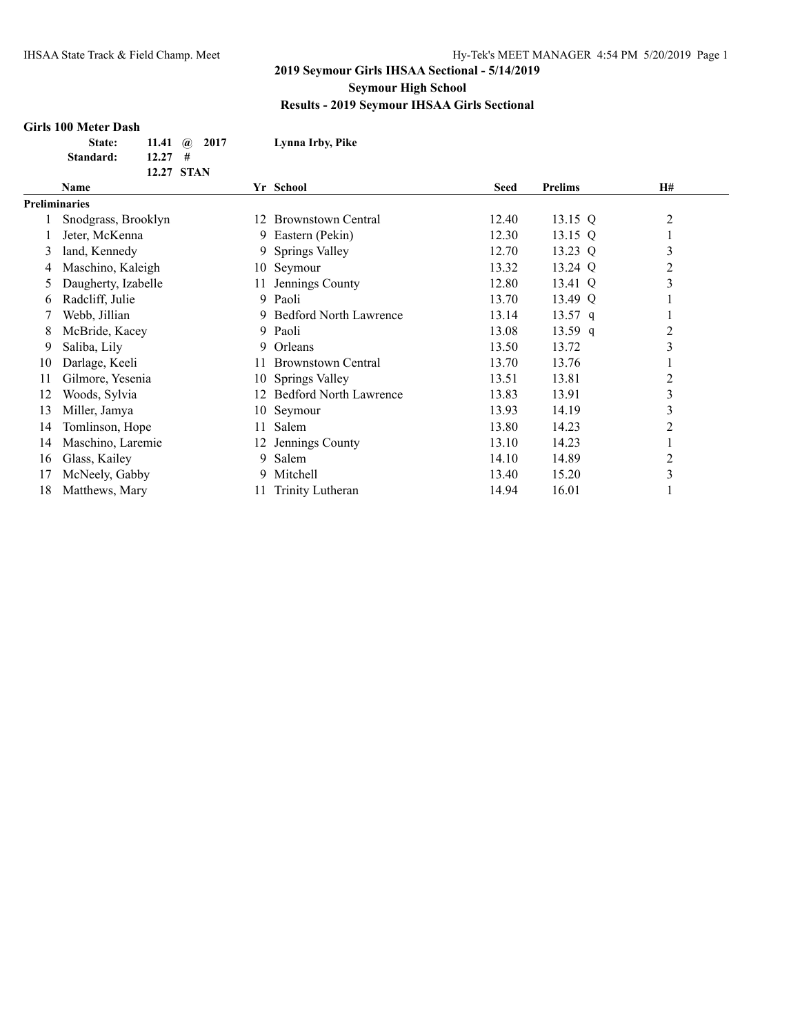## 2019 Seymour Girls IHSAA Sectional - 5/14/2019

**Seymour High School**

**Results - 2019 Seymour IHSAA Girls Sectional**

### Girls 100 Meter Dash

| | | | |
|---|---|---|---|
| **State:** | **11.41 @ 2017** | | **Lynna Irby, Pike** |
| **Standard:** | **12.27 #** | | |
| | **12.27 STAN** | | |

| | Name | Yr | School | Seed | Prelims | H# |
|---|---|---|---|---|---|---|
| **Preliminaries** | | | | | | |
| 1 | Snodgrass, Brooklyn | 12 | Brownstown Central | 12.40 | 13.15 Q | 2 |
| 1 | Jeter, McKenna | 9 | Eastern (Pekin) | 12.30 | 13.15 Q | 1 |
| 3 | land, Kennedy | 9 | Springs Valley | 12.70 | 13.23 Q | 3 |
| 4 | Maschino, Kaleigh | 10 | Seymour | 13.32 | 13.24 Q | 2 |
| 5 | Daugherty, Izabelle | 11 | Jennings County | 12.80 | 13.41 Q | 3 |
| 6 | Radcliff, Julie | 9 | Paoli | 13.70 | 13.49 Q | 1 |
| 7 | Webb, Jillian | 9 | Bedford North Lawrence | 13.14 | 13.57 q | 1 |
| 8 | McBride, Kacey | 9 | Paoli | 13.08 | 13.59 q | 2 |
| 9 | Saliba, Lily | 9 | Orleans | 13.50 | 13.72 | 3 |
| 10 | Darlage, Keeli | 11 | Brownstown Central | 13.70 | 13.76 | 1 |
| 11 | Gilmore, Yesenia | 10 | Springs Valley | 13.51 | 13.81 | 2 |
| 12 | Woods, Sylvia | 12 | Bedford North Lawrence | 13.83 | 13.91 | 3 |
| 13 | Miller, Jamya | 10 | Seymour | 13.93 | 14.19 | 3 |
| 14 | Tomlinson, Hope | 11 | Salem | 13.80 | 14.23 | 2 |
| 14 | Maschino, Laremie | 12 | Jennings County | 13.10 | 14.23 | 1 |
| 16 | Glass, Kailey | 9 | Salem | 14.10 | 14.89 | 2 |
| 17 | McNeely, Gabby | 9 | Mitchell | 13.40 | 15.20 | 3 |
| 18 | Matthews, Mary | 11 | Trinity Lutheran | 14.94 | 16.01 | 1 |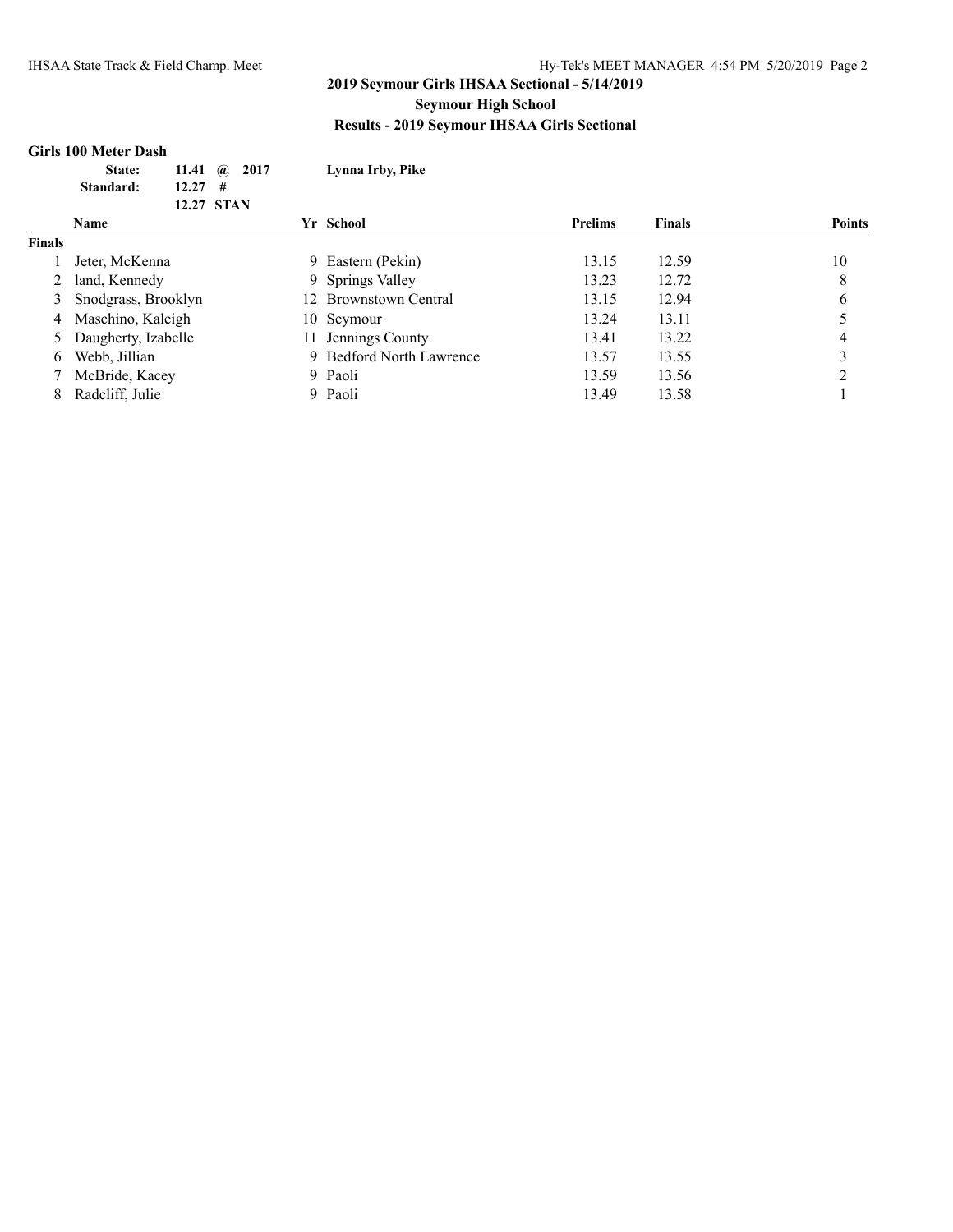## 2019 Seymour Girls IHSAA Sectional - 5/14/2019

**Seymour High School**

**Results - 2019 Seymour IHSAA Girls Sectional**

### Girls 100 Meter Dash

| | | | |
|---|---|---|---|
| **State:** | **11.41** | **@ 2017** | **Lynna Irby, Pike** |
| **Standard:** | **12.27** | **#** | |
| | **12.27** | **STAN** | |

| | Name | Yr | School | Prelims | Finals | Points |
|---|---|---|---|---|---|---|
| **Finals** | | | | | | |
| 1 | Jeter, McKenna | 9 | Eastern (Pekin) | 13.15 | 12.59 | 10 |
| 2 | land, Kennedy | 9 | Springs Valley | 13.23 | 12.72 | 8 |
| 3 | Snodgrass, Brooklyn | 12 | Brownstown Central | 13.15 | 12.94 | 6 |
| 4 | Maschino, Kaleigh | 10 | Seymour | 13.24 | 13.11 | 5 |
| 5 | Daugherty, Izabelle | 11 | Jennings County | 13.41 | 13.22 | 4 |
| 6 | Webb, Jillian | 9 | Bedford North Lawrence | 13.57 | 13.55 | 3 |
| 7 | McBride, Kacey | 9 | Paoli | 13.59 | 13.56 | 2 |
| 8 | Radcliff, Julie | 9 | Paoli | 13.49 | 13.58 | 1 |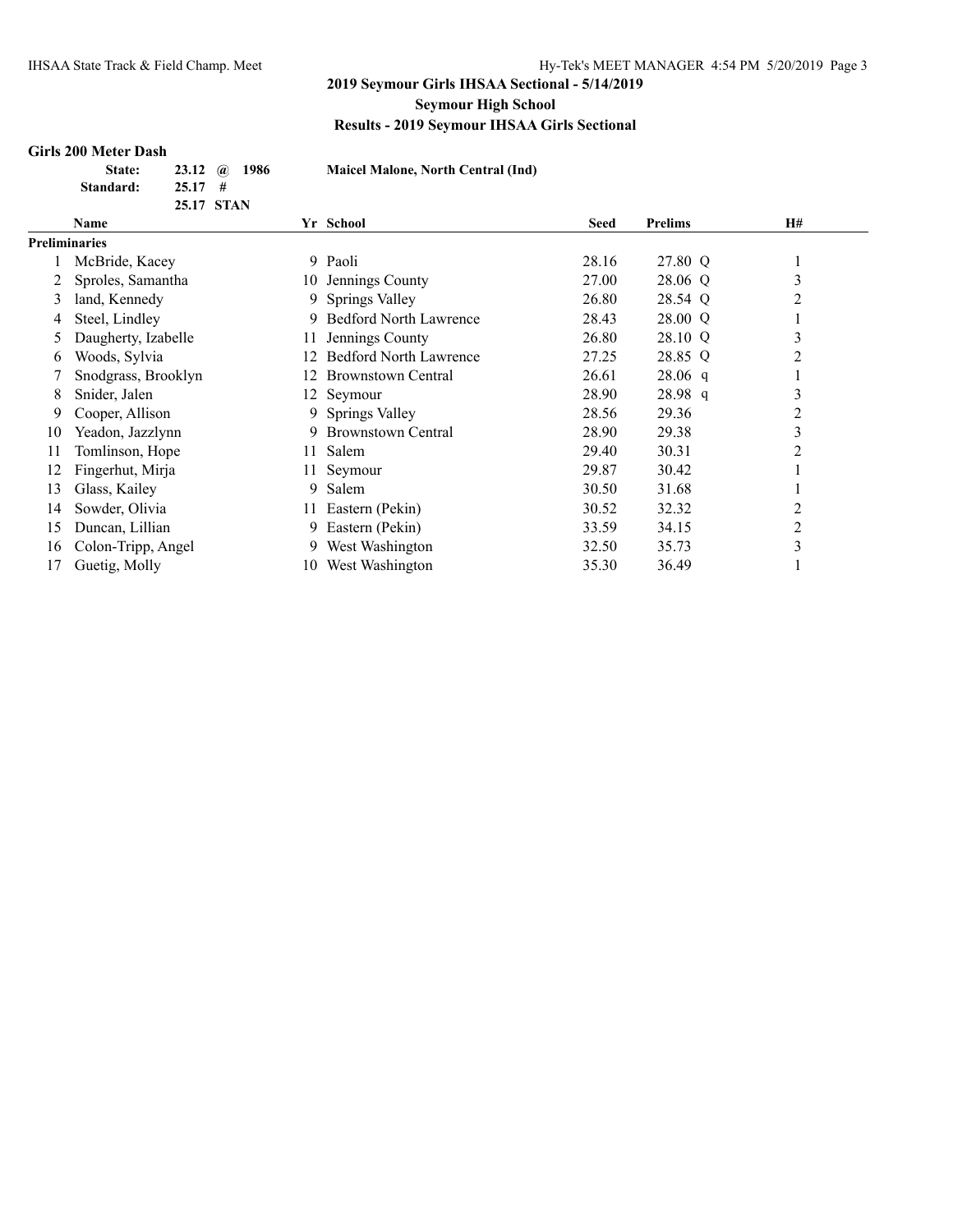## 2019 Seymour Girls IHSAA Sectional - 5/14/2019

**Seymour High School**

**Results - 2019 Seymour IHSAA Girls Sectional**

### Girls 200 Meter Dash

| | | | |
|---|---|---|---|
| **State:** | **23.12 @ 1986** | | **Maicel Malone, North Central (Ind)** |
| **Standard:** | **25.17 #** | | |
| | **25.17 STAN** | | |

| | Name | Yr | School | Seed | Prelims | H# |
|---|---|---|---|---|---|---|
| **Preliminaries** | | | | | | |
| 1 | McBride, Kacey | 9 | Paoli | 28.16 | 27.80 Q | 1 |
| 2 | Sproles, Samantha | 10 | Jennings County | 27.00 | 28.06 Q | 3 |
| 3 | land, Kennedy | 9 | Springs Valley | 26.80 | 28.54 Q | 2 |
| 4 | Steel, Lindley | 9 | Bedford North Lawrence | 28.43 | 28.00 Q | 1 |
| 5 | Daugherty, Izabelle | 11 | Jennings County | 26.80 | 28.10 Q | 3 |
| 6 | Woods, Sylvia | 12 | Bedford North Lawrence | 27.25 | 28.85 Q | 2 |
| 7 | Snodgrass, Brooklyn | 12 | Brownstown Central | 26.61 | 28.06 q | 1 |
| 8 | Snider, Jalen | 12 | Seymour | 28.90 | 28.98 q | 3 |
| 9 | Cooper, Allison | 9 | Springs Valley | 28.56 | 29.36 | 2 |
| 10 | Yeadon, Jazzlynn | 9 | Brownstown Central | 28.90 | 29.38 | 3 |
| 11 | Tomlinson, Hope | 11 | Salem | 29.40 | 30.31 | 2 |
| 12 | Fingerhut, Mirja | 11 | Seymour | 29.87 | 30.42 | 1 |
| 13 | Glass, Kailey | 9 | Salem | 30.50 | 31.68 | 1 |
| 14 | Sowder, Olivia | 11 | Eastern (Pekin) | 30.52 | 32.32 | 2 |
| 15 | Duncan, Lillian | 9 | Eastern (Pekin) | 33.59 | 34.15 | 2 |
| 16 | Colon-Tripp, Angel | 9 | West Washington | 32.50 | 35.73 | 3 |
| 17 | Guetig, Molly | 10 | West Washington | 35.30 | 36.49 | 1 |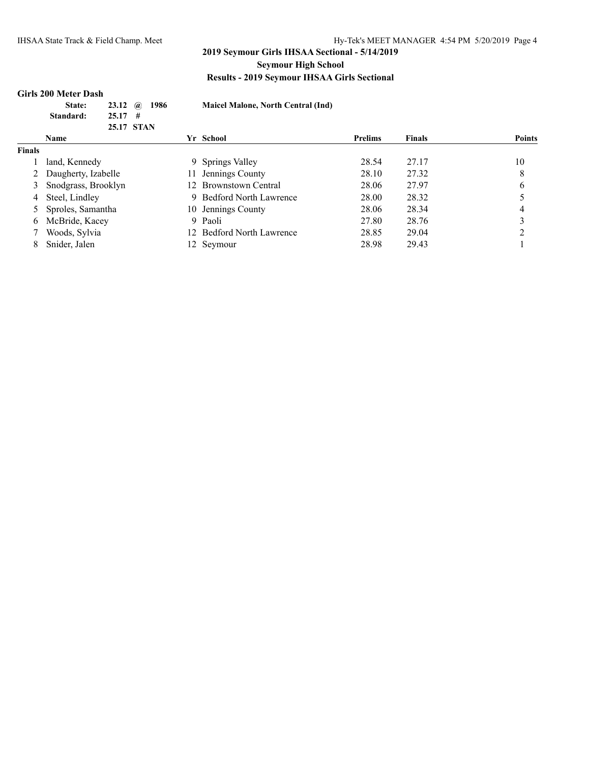## 2019 Seymour Girls IHSAA Sectional - 5/14/2019

**Seymour High School**

**Results - 2019 Seymour IHSAA Girls Sectional**

### Girls 200 Meter Dash

| | | | |
|---|---|---|---|
| **State:** | **23.12 @ 1986** | | **Maicel Malone, North Central (Ind)** |
| **Standard:** | **25.17 #** | | |
| | **25.17 STAN** | | |

| | Name | Yr | School | Prelims | Finals | Points |
|---|---|---|---|---|---|---|
| **Finals** | | | | | | |
| 1 | land, Kennedy | 9 | Springs Valley | 28.54 | 27.17 | 10 |
| 2 | Daugherty, Izabelle | 11 | Jennings County | 28.10 | 27.32 | 8 |
| 3 | Snodgrass, Brooklyn | 12 | Brownstown Central | 28.06 | 27.97 | 6 |
| 4 | Steel, Lindley | 9 | Bedford North Lawrence | 28.00 | 28.32 | 5 |
| 5 | Sproles, Samantha | 10 | Jennings County | 28.06 | 28.34 | 4 |
| 6 | McBride, Kacey | 9 | Paoli | 27.80 | 28.76 | 3 |
| 7 | Woods, Sylvia | 12 | Bedford North Lawrence | 28.85 | 29.04 | 2 |
| 8 | Snider, Jalen | 12 | Seymour | 28.98 | 29.43 | 1 |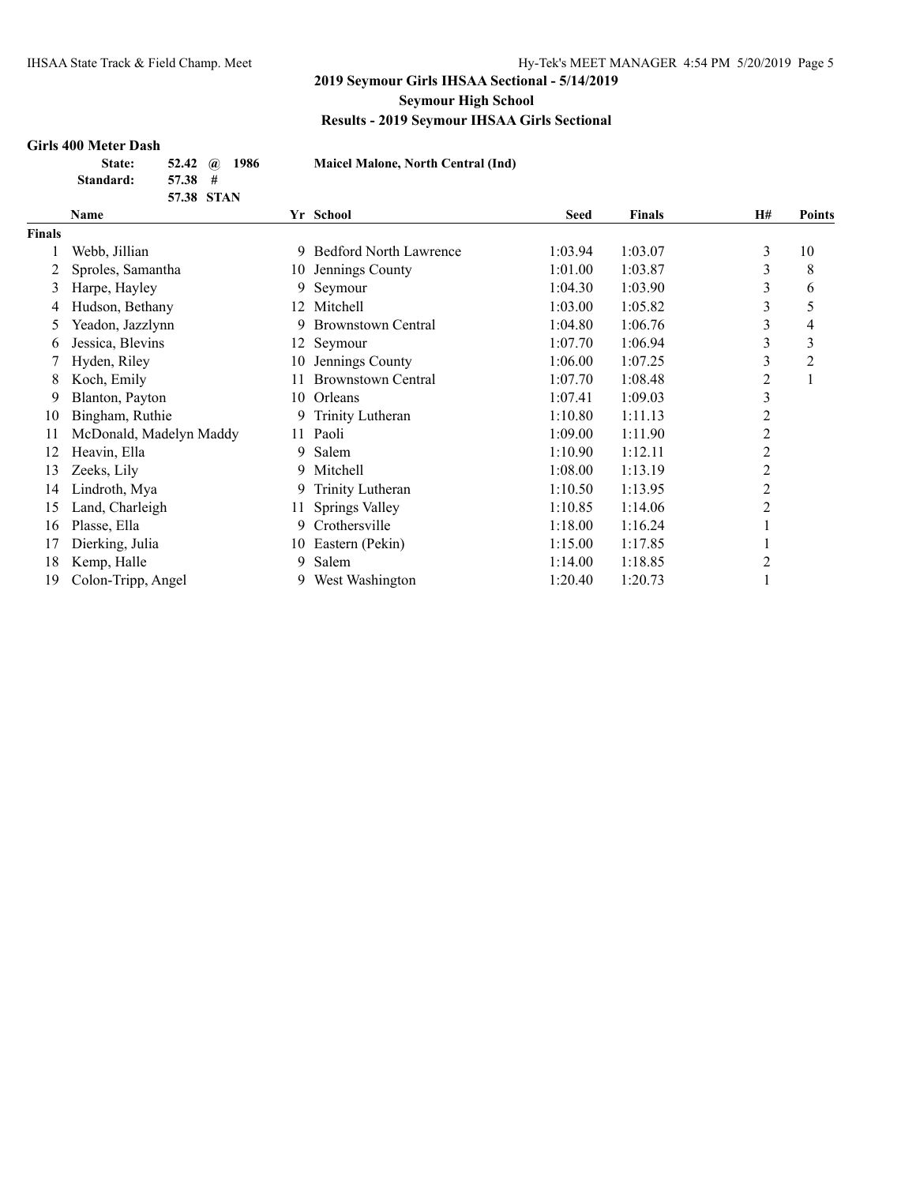## 2019 Seymour Girls IHSAA Sectional - 5/14/2019

**Seymour High School**

**Results - 2019 Seymour IHSAA Girls Sectional**

### Girls 400 Meter Dash

| | | | |
|---|---|---|---|
| **State:** | **52.42 @ 1986** | | **Maicel Malone, North Central (Ind)** |
| **Standard:** | **57.38 #** | | |
| | **57.38 STAN** | | |

| | Name | Yr | School | Seed | Finals | H# | Points |
|---|---|---|---|---|---|---|---|
| **Finals** | | | | | | | |
| 1 | Webb, Jillian | 9 | Bedford North Lawrence | 1:03.94 | 1:03.07 | 3 | 10 |
| 2 | Sproles, Samantha | 10 | Jennings County | 1:01.00 | 1:03.87 | 3 | 8 |
| 3 | Harpe, Hayley | 9 | Seymour | 1:04.30 | 1:03.90 | 3 | 6 |
| 4 | Hudson, Bethany | 12 | Mitchell | 1:03.00 | 1:05.82 | 3 | 5 |
| 5 | Yeadon, Jazzlynn | 9 | Brownstown Central | 1:04.80 | 1:06.76 | 3 | 4 |
| 6 | Jessica, Blevins | 12 | Seymour | 1:07.70 | 1:06.94 | 3 | 3 |
| 7 | Hyden, Riley | 10 | Jennings County | 1:06.00 | 1:07.25 | 3 | 2 |
| 8 | Koch, Emily | 11 | Brownstown Central | 1:07.70 | 1:08.48 | 2 | 1 |
| 9 | Blanton, Payton | 10 | Orleans | 1:07.41 | 1:09.03 | 3 | |
| 10 | Bingham, Ruthie | 9 | Trinity Lutheran | 1:10.80 | 1:11.13 | 2 | |
| 11 | McDonald, Madelyn Maddy | 11 | Paoli | 1:09.00 | 1:11.90 | 2 | |
| 12 | Heavin, Ella | 9 | Salem | 1:10.90 | 1:12.11 | 2 | |
| 13 | Zeeks, Lily | 9 | Mitchell | 1:08.00 | 1:13.19 | 2 | |
| 14 | Lindroth, Mya | 9 | Trinity Lutheran | 1:10.50 | 1:13.95 | 2 | |
| 15 | Land, Charleigh | 11 | Springs Valley | 1:10.85 | 1:14.06 | 2 | |
| 16 | Plasse, Ella | 9 | Crothersville | 1:18.00 | 1:16.24 | 1 | |
| 17 | Dierking, Julia | 10 | Eastern (Pekin) | 1:15.00 | 1:17.85 | 1 | |
| 18 | Kemp, Halle | 9 | Salem | 1:14.00 | 1:18.85 | 2 | |
| 19 | Colon-Tripp, Angel | 9 | West Washington | 1:20.40 | 1:20.73 | 1 | |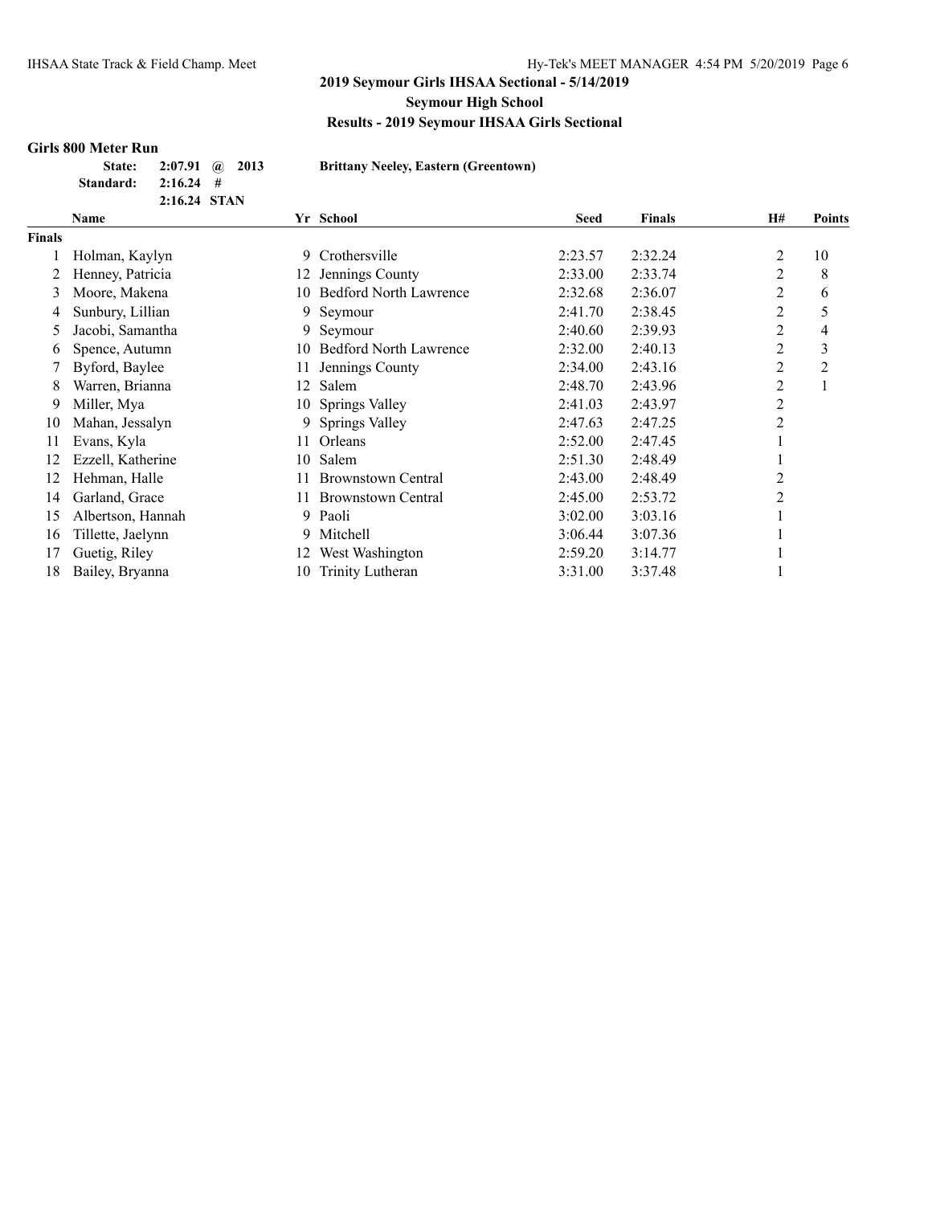## 2019 Seymour Girls IHSAA Sectional - 5/14/2019

**Seymour High School**

**Results - 2019 Seymour IHSAA Girls Sectional**

### Girls 800 Meter Run

| | | | |
|---|---|---|---|
| **State:** | **2:07.91** | **@ 2013** | **Brittany Neeley, Eastern (Greentown)** |
| **Standard:** | **2:16.24** | **#** | |
| | **2:16.24** | **STAN** | |

| | Name | Yr | School | Seed | Finals | H# | Points |
|---|---|---|---|---|---|---|---|
| **Finals** | | | | | | | |
| 1 | Holman, Kaylyn | 9 | Crothersville | 2:23.57 | 2:32.24 | 2 | 10 |
| 2 | Henney, Patricia | 12 | Jennings County | 2:33.00 | 2:33.74 | 2 | 8 |
| 3 | Moore, Makena | 10 | Bedford North Lawrence | 2:32.68 | 2:36.07 | 2 | 6 |
| 4 | Sunbury, Lillian | 9 | Seymour | 2:41.70 | 2:38.45 | 2 | 5 |
| 5 | Jacobi, Samantha | 9 | Seymour | 2:40.60 | 2:39.93 | 2 | 4 |
| 6 | Spence, Autumn | 10 | Bedford North Lawrence | 2:32.00 | 2:40.13 | 2 | 3 |
| 7 | Byford, Baylee | 11 | Jennings County | 2:34.00 | 2:43.16 | 2 | 2 |
| 8 | Warren, Brianna | 12 | Salem | 2:48.70 | 2:43.96 | 2 | 1 |
| 9 | Miller, Mya | 10 | Springs Valley | 2:41.03 | 2:43.97 | 2 | |
| 10 | Mahan, Jessalyn | 9 | Springs Valley | 2:47.63 | 2:47.25 | 2 | |
| 11 | Evans, Kyla | 11 | Orleans | 2:52.00 | 2:47.45 | 1 | |
| 12 | Ezzell, Katherine | 10 | Salem | 2:51.30 | 2:48.49 | 1 | |
| 12 | Hehman, Halle | 11 | Brownstown Central | 2:43.00 | 2:48.49 | 2 | |
| 14 | Garland, Grace | 11 | Brownstown Central | 2:45.00 | 2:53.72 | 2 | |
| 15 | Albertson, Hannah | 9 | Paoli | 3:02.00 | 3:03.16 | 1 | |
| 16 | Tillette, Jaelynn | 9 | Mitchell | 3:06.44 | 3:07.36 | 1 | |
| 17 | Guetig, Riley | 12 | West Washington | 2:59.20 | 3:14.77 | 1 | |
| 18 | Bailey, Bryanna | 10 | Trinity Lutheran | 3:31.00 | 3:37.48 | 1 | |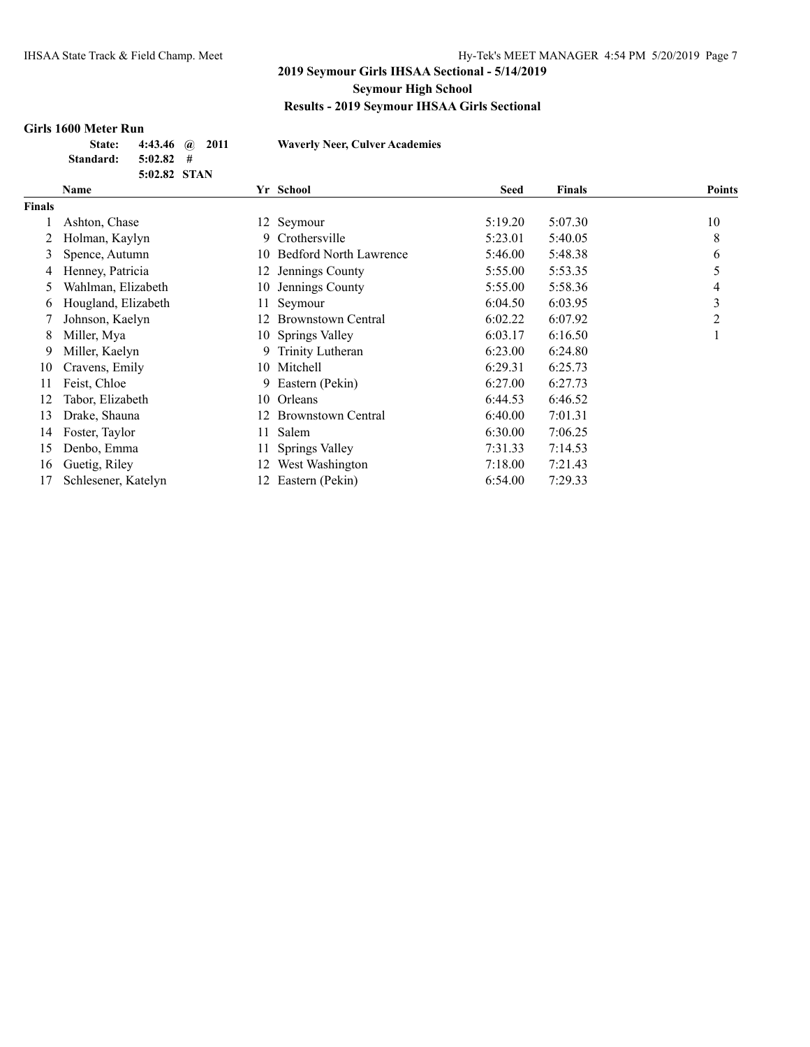## 2019 Seymour Girls IHSAA Sectional - 5/14/2019

**Seymour High School**

**Results - 2019 Seymour IHSAA Girls Sectional**

### Girls 1600 Meter Run

**State:** 4:43.46 @ 2011 Waverly Neer, Culver Academies
**Standard:** 5:02.82 #
5:02.82 STAN

| | Name | Yr | School | Seed | Finals | Points |
|---|---|---|---|---|---|---|
| **Finals** | | | | | | |
| 1 | Ashton, Chase | 12 | Seymour | 5:19.20 | 5:07.30 | 10 |
| 2 | Holman, Kaylyn | 9 | Crothersville | 5:23.01 | 5:40.05 | 8 |
| 3 | Spence, Autumn | 10 | Bedford North Lawrence | 5:46.00 | 5:48.38 | 6 |
| 4 | Henney, Patricia | 12 | Jennings County | 5:55.00 | 5:53.35 | 5 |
| 5 | Wahlman, Elizabeth | 10 | Jennings County | 5:55.00 | 5:58.36 | 4 |
| 6 | Hougland, Elizabeth | 11 | Seymour | 6:04.50 | 6:03.95 | 3 |
| 7 | Johnson, Kaelyn | 12 | Brownstown Central | 6:02.22 | 6:07.92 | 2 |
| 8 | Miller, Mya | 10 | Springs Valley | 6:03.17 | 6:16.50 | 1 |
| 9 | Miller, Kaelyn | 9 | Trinity Lutheran | 6:23.00 | 6:24.80 | |
| 10 | Cravens, Emily | 10 | Mitchell | 6:29.31 | 6:25.73 | |
| 11 | Feist, Chloe | 9 | Eastern (Pekin) | 6:27.00 | 6:27.73 | |
| 12 | Tabor, Elizabeth | 10 | Orleans | 6:44.53 | 6:46.52 | |
| 13 | Drake, Shauna | 12 | Brownstown Central | 6:40.00 | 7:01.31 | |
| 14 | Foster, Taylor | 11 | Salem | 6:30.00 | 7:06.25 | |
| 15 | Denbo, Emma | 11 | Springs Valley | 7:31.33 | 7:14.53 | |
| 16 | Guetig, Riley | 12 | West Washington | 7:18.00 | 7:21.43 | |
| 17 | Schlesener, Katelyn | 12 | Eastern (Pekin) | 6:54.00 | 7:29.33 | |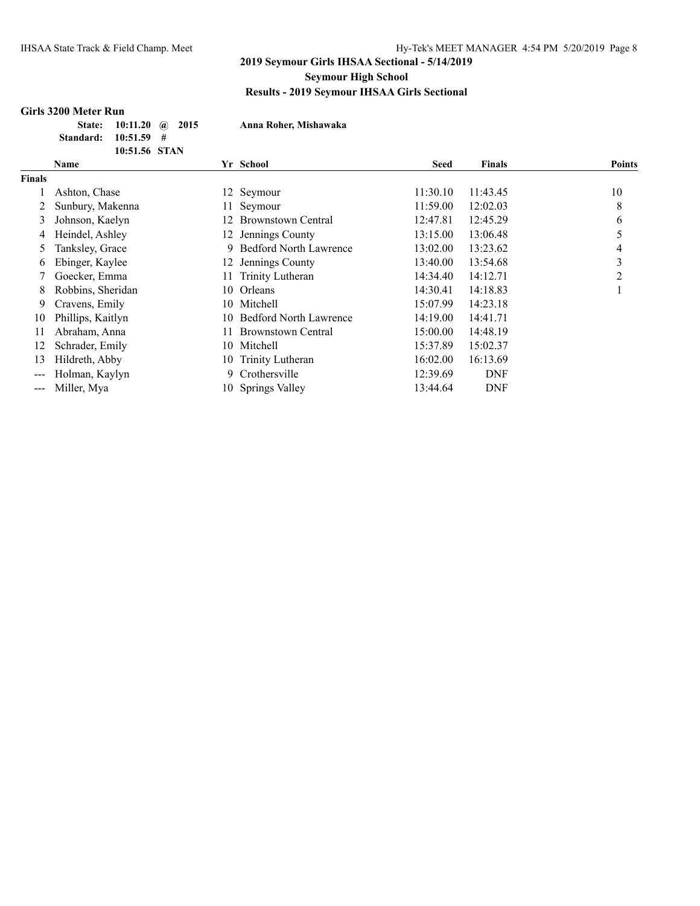**2019 Seymour Girls IHSAA Sectional - 5/14/2019**

**Seymour High School**

**Results - 2019 Seymour IHSAA Girls Sectional**

### Girls 3200 Meter Run

**State:** 10:11.20 @ 2015 **Anna Roher, Mishawaka**

**Standard:** 10:51.59 #

10:51.56 STAN

| | Name | Yr | School | Seed | Finals | Points |
|---|---|---|---|---|---|---|
| **Finals** | | | | | | |
| 1 | Ashton, Chase | 12 | Seymour | 11:30.10 | 11:43.45 | 10 |
| 2 | Sunbury, Makenna | 11 | Seymour | 11:59.00 | 12:02.03 | 8 |
| 3 | Johnson, Kaelyn | 12 | Brownstown Central | 12:47.81 | 12:45.29 | 6 |
| 4 | Heindel, Ashley | 12 | Jennings County | 13:15.00 | 13:06.48 | 5 |
| 5 | Tanksley, Grace | 9 | Bedford North Lawrence | 13:02.00 | 13:23.62 | 4 |
| 6 | Ebinger, Kaylee | 12 | Jennings County | 13:40.00 | 13:54.68 | 3 |
| 7 | Goecker, Emma | 11 | Trinity Lutheran | 14:34.40 | 14:12.71 | 2 |
| 8 | Robbins, Sheridan | 10 | Orleans | 14:30.41 | 14:18.83 | 1 |
| 9 | Cravens, Emily | 10 | Mitchell | 15:07.99 | 14:23.18 | |
| 10 | Phillips, Kaitlyn | 10 | Bedford North Lawrence | 14:19.00 | 14:41.71 | |
| 11 | Abraham, Anna | 11 | Brownstown Central | 15:00.00 | 14:48.19 | |
| 12 | Schrader, Emily | 10 | Mitchell | 15:37.89 | 15:02.37 | |
| 13 | Hildreth, Abby | 10 | Trinity Lutheran | 16:02.00 | 16:13.69 | |
| --- | Holman, Kaylyn | 9 | Crothersville | 12:39.69 | DNF | |
| --- | Miller, Mya | 10 | Springs Valley | 13:44.64 | DNF | |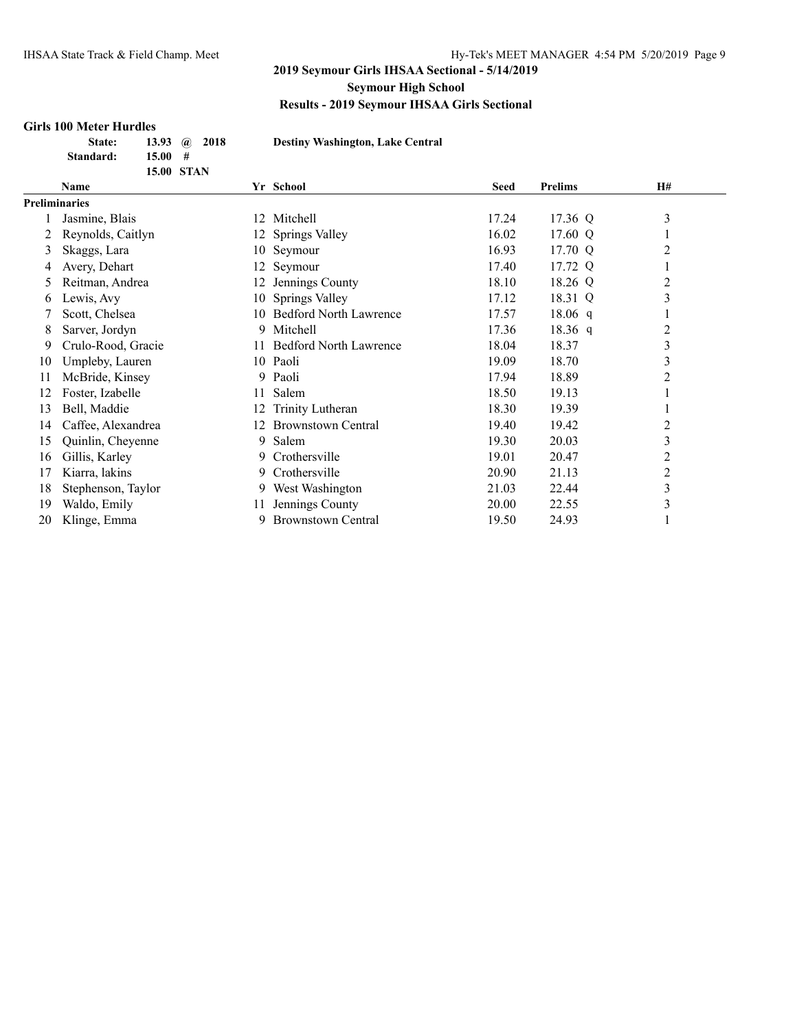## 2019 Seymour Girls IHSAA Sectional - 5/14/2019

### Seymour High School

### Results - 2019 Seymour IHSAA Girls Sectional

**Girls 100 Meter Hurdles**

| | | | | |
|---|---|---|---|---|
| **State:** | **13.93** | **@** | **2018** | **Destiny Washington, Lake Central** |
| **Standard:** | **15.00** | **#** | | |
| | **15.00** | **STAN** | | |

| | Name | Yr | School | Seed | Prelims | | H# |
|---|---|---|---|---|---|---|---|
| **Preliminaries** | | | | | | | |
| 1 | Jasmine, Blais | 12 | Mitchell | 17.24 | 17.36 | Q | 3 |
| 2 | Reynolds, Caitlyn | 12 | Springs Valley | 16.02 | 17.60 | Q | 1 |
| 3 | Skaggs, Lara | 10 | Seymour | 16.93 | 17.70 | Q | 2 |
| 4 | Avery, Dehart | 12 | Seymour | 17.40 | 17.72 | Q | 1 |
| 5 | Reitman, Andrea | 12 | Jennings County | 18.10 | 18.26 | Q | 2 |
| 6 | Lewis, Avy | 10 | Springs Valley | 17.12 | 18.31 | Q | 3 |
| 7 | Scott, Chelsea | 10 | Bedford North Lawrence | 17.57 | 18.06 | q | 1 |
| 8 | Sarver, Jordyn | 9 | Mitchell | 17.36 | 18.36 | q | 2 |
| 9 | Crulo-Rood, Gracie | 11 | Bedford North Lawrence | 18.04 | 18.37 | | 3 |
| 10 | Umpleby, Lauren | 10 | Paoli | 19.09 | 18.70 | | 3 |
| 11 | McBride, Kinsey | 9 | Paoli | 17.94 | 18.89 | | 2 |
| 12 | Foster, Izabelle | 11 | Salem | 18.50 | 19.13 | | 1 |
| 13 | Bell, Maddie | 12 | Trinity Lutheran | 18.30 | 19.39 | | 1 |
| 14 | Caffee, Alexandrea | 12 | Brownstown Central | 19.40 | 19.42 | | 2 |
| 15 | Quinlin, Cheyenne | 9 | Salem | 19.30 | 20.03 | | 3 |
| 16 | Gillis, Karley | 9 | Crothersville | 19.01 | 20.47 | | 2 |
| 17 | Kiarra, lakins | 9 | Crothersville | 20.90 | 21.13 | | 2 |
| 18 | Stephenson, Taylor | 9 | West Washington | 21.03 | 22.44 | | 3 |
| 19 | Waldo, Emily | 11 | Jennings County | 20.00 | 22.55 | | 3 |
| 20 | Klinge, Emma | 9 | Brownstown Central | 19.50 | 24.93 | | 1 |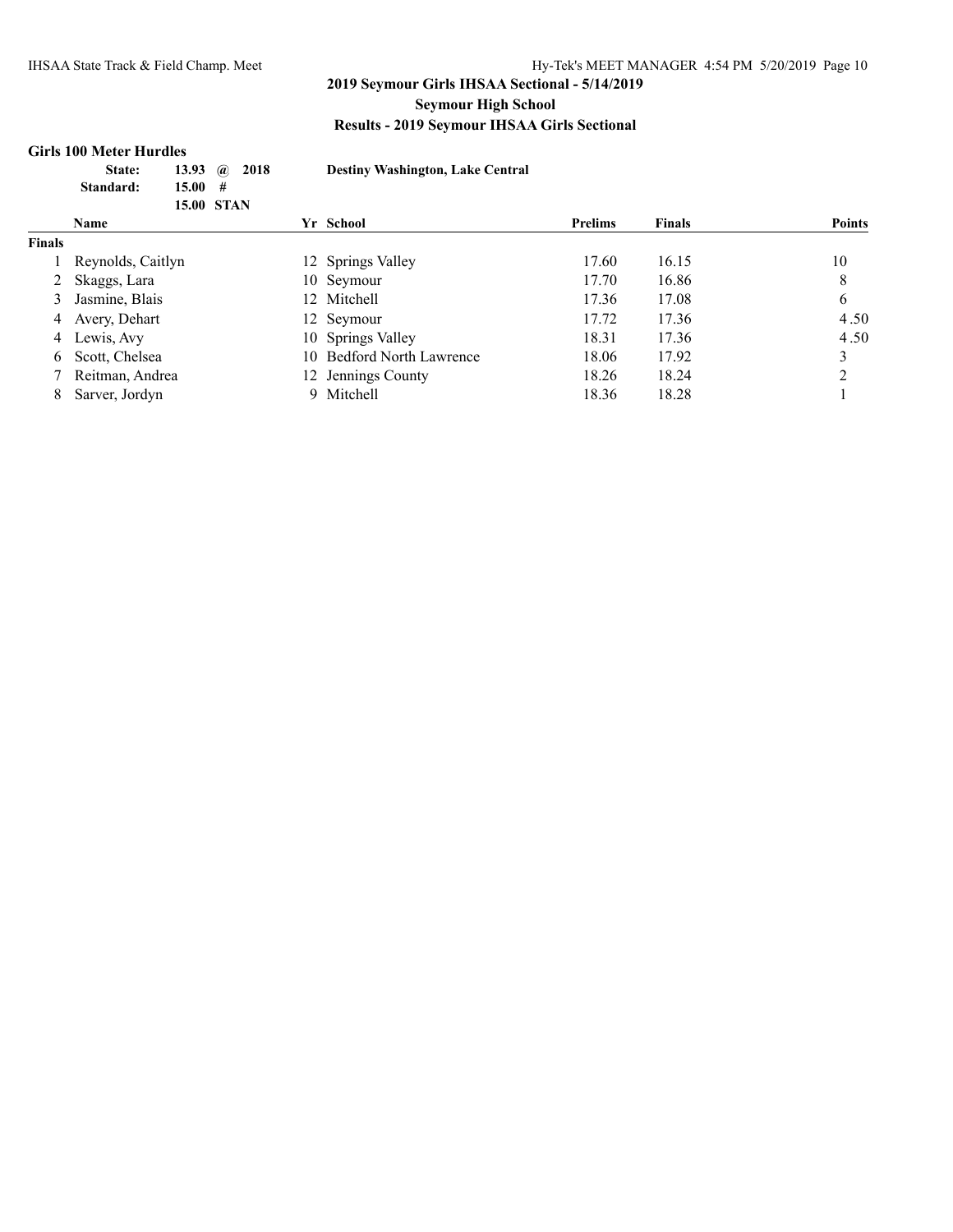## 2019 Seymour Girls IHSAA Sectional - 5/14/2019

### Seymour High School

### Results - 2019 Seymour IHSAA Girls Sectional

**Girls 100 Meter Hurdles**

| | | | | |
|---|---|---|---|---|
| **State:** | **13.93** | **@** | **2018** | **Destiny Washington, Lake Central** |
| **Standard:** | **15.00** | **#** | | |
| | **15.00** | **STAN** | | |

| | Name | Yr | School | Prelims | Finals | Points |
|---|---|---|---|---|---|---|
| **Finals** | | | | | | |
| 1 | Reynolds, Caitlyn | 12 | Springs Valley | 17.60 | 16.15 | 10 |
| 2 | Skaggs, Lara | 10 | Seymour | 17.70 | 16.86 | 8 |
| 3 | Jasmine, Blais | 12 | Mitchell | 17.36 | 17.08 | 6 |
| 4 | Avery, Dehart | 12 | Seymour | 17.72 | 17.36 | 4.50 |
| 4 | Lewis, Avy | 10 | Springs Valley | 18.31 | 17.36 | 4.50 |
| 6 | Scott, Chelsea | 10 | Bedford North Lawrence | 18.06 | 17.92 | 3 |
| 7 | Reitman, Andrea | 12 | Jennings County | 18.26 | 18.24 | 2 |
| 8 | Sarver, Jordyn | 9 | Mitchell | 18.36 | 18.28 | 1 |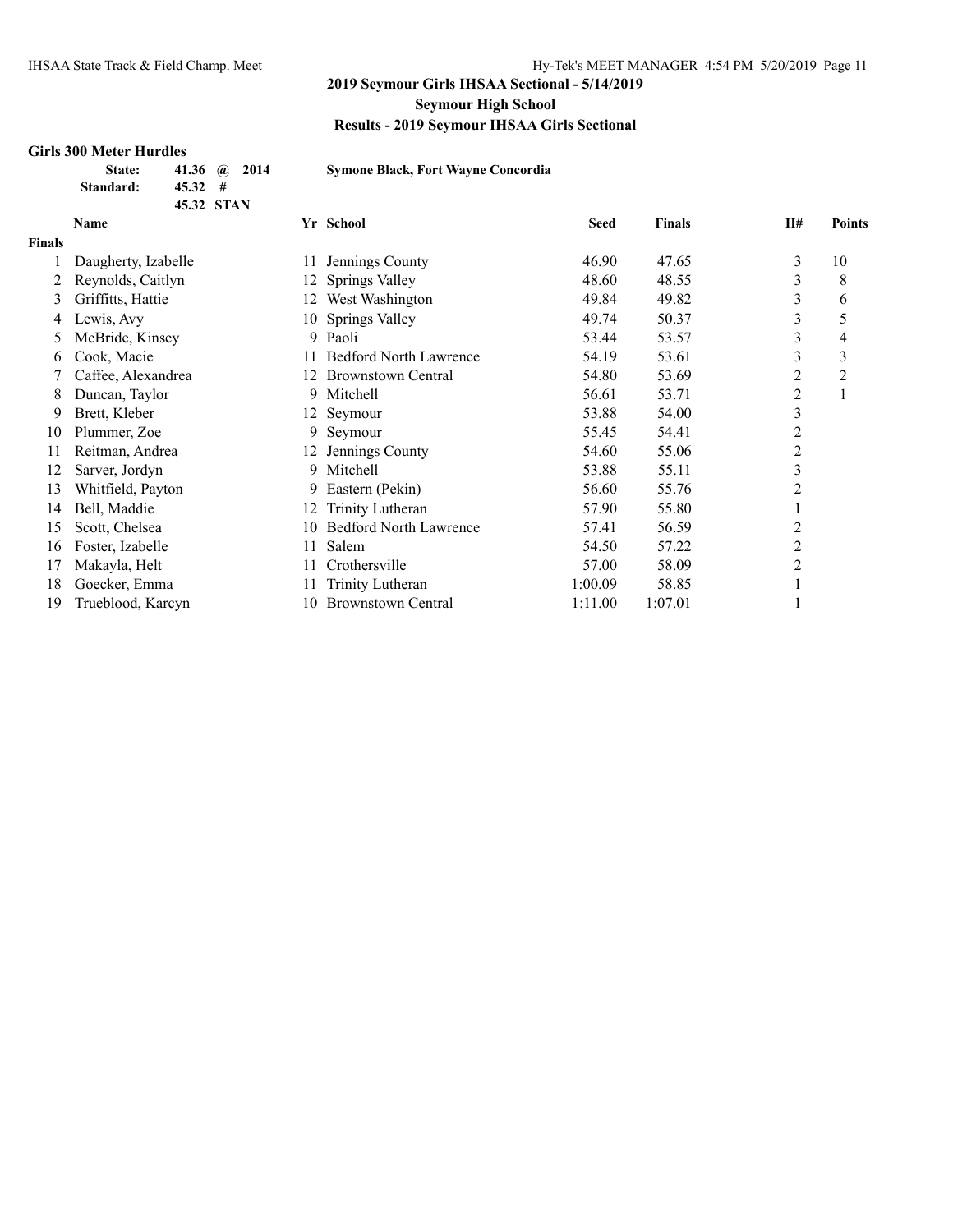## 2019 Seymour Girls IHSAA Sectional - 5/14/2019

**Seymour High School**

**Results - 2019 Seymour IHSAA Girls Sectional**

### Girls 300 Meter Hurdles

| | | | |
|---|---|---|---|
| State: | 41.36 @ | 2014 | Symone Black, Fort Wayne Concordia |
| Standard: | 45.32 # | | |
| | 45.32 STAN | | |

| | Name | Yr | School | Seed | Finals | H# | Points |
|---|---|---|---|---|---|---|---|
| **Finals** | | | | | | | |
| 1 | Daugherty, Izabelle | 11 | Jennings County | 46.90 | 47.65 | 3 | 10 |
| 2 | Reynolds, Caitlyn | 12 | Springs Valley | 48.60 | 48.55 | 3 | 8 |
| 3 | Griffitts, Hattie | 12 | West Washington | 49.84 | 49.82 | 3 | 6 |
| 4 | Lewis, Avy | 10 | Springs Valley | 49.74 | 50.37 | 3 | 5 |
| 5 | McBride, Kinsey | 9 | Paoli | 53.44 | 53.57 | 3 | 4 |
| 6 | Cook, Macie | 11 | Bedford North Lawrence | 54.19 | 53.61 | 3 | 3 |
| 7 | Caffee, Alexandrea | 12 | Brownstown Central | 54.80 | 53.69 | 2 | 2 |
| 8 | Duncan, Taylor | 9 | Mitchell | 56.61 | 53.71 | 2 | 1 |
| 9 | Brett, Kleber | 12 | Seymour | 53.88 | 54.00 | 3 | |
| 10 | Plummer, Zoe | 9 | Seymour | 55.45 | 54.41 | 2 | |
| 11 | Reitman, Andrea | 12 | Jennings County | 54.60 | 55.06 | 2 | |
| 12 | Sarver, Jordyn | 9 | Mitchell | 53.88 | 55.11 | 3 | |
| 13 | Whitfield, Payton | 9 | Eastern (Pekin) | 56.60 | 55.76 | 2 | |
| 14 | Bell, Maddie | 12 | Trinity Lutheran | 57.90 | 55.80 | 1 | |
| 15 | Scott, Chelsea | 10 | Bedford North Lawrence | 57.41 | 56.59 | 2 | |
| 16 | Foster, Izabelle | 11 | Salem | 54.50 | 57.22 | 2 | |
| 17 | Makayla, Helt | 11 | Crothersville | 57.00 | 58.09 | 2 | |
| 18 | Goecker, Emma | 11 | Trinity Lutheran | 1:00.09 | 58.85 | 1 | |
| 19 | Trueblood, Karcyn | 10 | Brownstown Central | 1:11.00 | 1:07.01 | 1 | |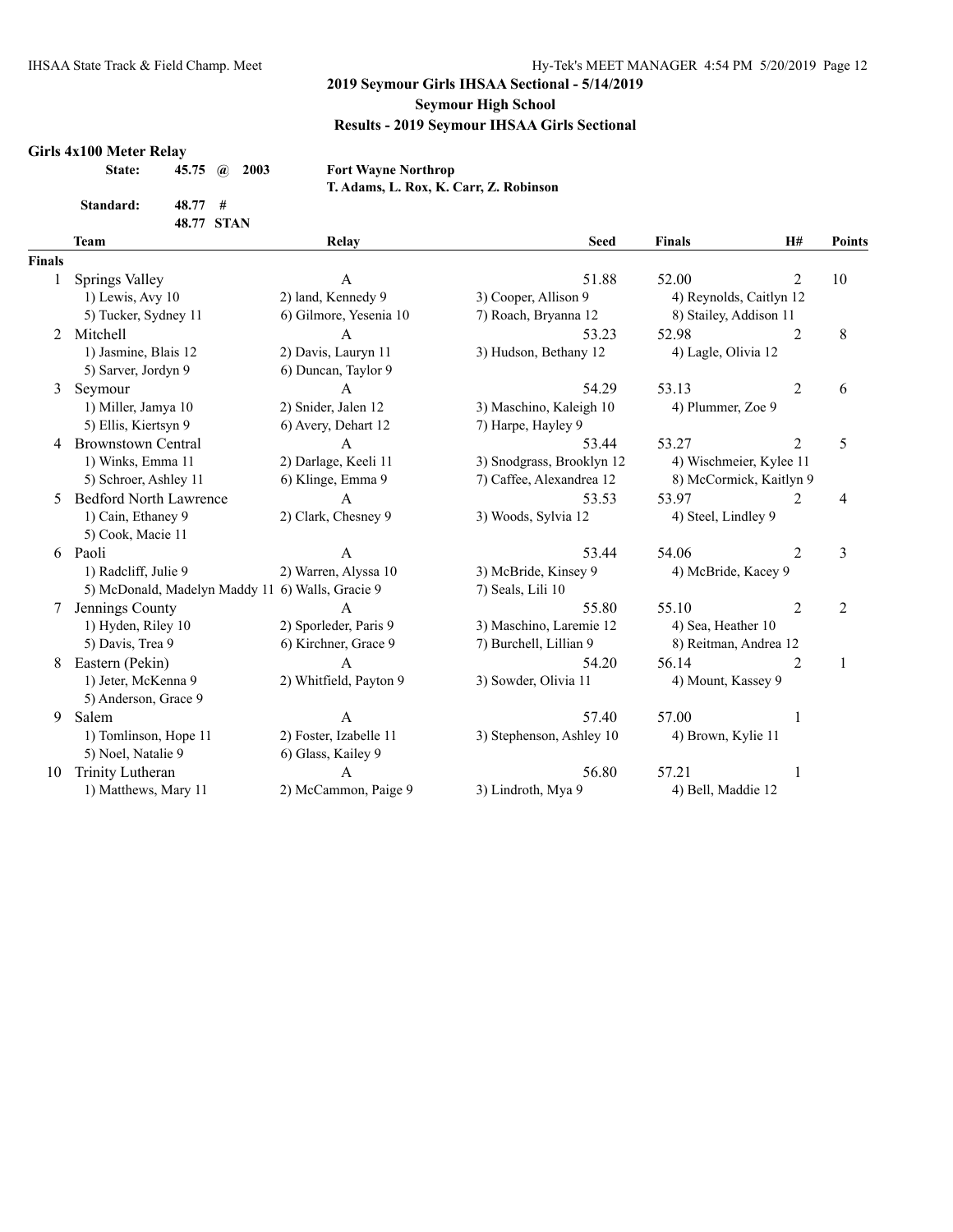## 2019 Seymour Girls IHSAA Sectional - 5/14/2019

### Seymour High School

### Results - 2019 Seymour IHSAA Girls Sectional

**Girls 4x100 Meter Relay**

| | | | |
|---|---|---|---|
| **State:** | **45.75 @ 2003** | **Fort Wayne Northrop** | |
| | | **T. Adams, L. Rox, K. Carr, Z. Robinson** | |
| **Standard:** | **48.77 #** | | |
| | **48.77 STAN** | | |

| | Team | Relay | Seed | Finals | H# | Points |
|---|---|---|---|---|---|---|
| **Finals** | | | | | | |
| 1 | Springs Valley | A | 51.88 | 52.00 | 2 | 10 |
| | 1) Lewis, Avy 10 | 2) land, Kennedy 9 | 3) Cooper, Allison 9 | 4) Reynolds, Caitlyn 12 | | |
| | 5) Tucker, Sydney 11 | 6) Gilmore, Yesenia 10 | 7) Roach, Bryanna 12 | 8) Stailey, Addison 11 | | |
| 2 | Mitchell | A | 53.23 | 52.98 | 2 | 8 |
| | 1) Jasmine, Blais 12 | 2) Davis, Lauryn 11 | 3) Hudson, Bethany 12 | 4) Lagle, Olivia 12 | | |
| | 5) Sarver, Jordyn 9 | 6) Duncan, Taylor 9 | | | | |
| 3 | Seymour | A | 54.29 | 53.13 | 2 | 6 |
| | 1) Miller, Jamya 10 | 2) Snider, Jalen 12 | 3) Maschino, Kaleigh 10 | 4) Plummer, Zoe 9 | | |
| | 5) Ellis, Kiertsyn 9 | 6) Avery, Dehart 12 | 7) Harpe, Hayley 9 | | | |
| 4 | Brownstown Central | A | 53.44 | 53.27 | 2 | 5 |
| | 1) Winks, Emma 11 | 2) Darlage, Keeli 11 | 3) Snodgrass, Brooklyn 12 | 4) Wischmeier, Kylee 11 | | |
| | 5) Schroer, Ashley 11 | 6) Klinge, Emma 9 | 7) Caffee, Alexandrea 12 | 8) McCormick, Kaitlyn 9 | | |
| 5 | Bedford North Lawrence | A | 53.53 | 53.97 | 2 | 4 |
| | 1) Cain, Ethaney 9 | 2) Clark, Chesney 9 | 3) Woods, Sylvia 12 | 4) Steel, Lindley 9 | | |
| | 5) Cook, Macie 11 | | | | | |
| 6 | Paoli | A | 53.44 | 54.06 | 2 | 3 |
| | 1) Radcliff, Julie 9 | 2) Warren, Alyssa 10 | 3) McBride, Kinsey 9 | 4) McBride, Kacey 9 | | |
| | 5) McDonald, Madelyn Maddy 11 | 6) Walls, Gracie 9 | 7) Seals, Lili 10 | | | |
| 7 | Jennings County | A | 55.80 | 55.10 | 2 | 2 |
| | 1) Hyden, Riley 10 | 2) Sporleder, Paris 9 | 3) Maschino, Laremie 12 | 4) Sea, Heather 10 | | |
| | 5) Davis, Trea 9 | 6) Kirchner, Grace 9 | 7) Burchell, Lillian 9 | 8) Reitman, Andrea 12 | | |
| 8 | Eastern (Pekin) | A | 54.20 | 56.14 | 2 | 1 |
| | 1) Jeter, McKenna 9 | 2) Whitfield, Payton 9 | 3) Sowder, Olivia 11 | 4) Mount, Kassey 9 | | |
| | 5) Anderson, Grace 9 | | | | | |
| 9 | Salem | A | 57.40 | 57.00 | 1 | |
| | 1) Tomlinson, Hope 11 | 2) Foster, Izabelle 11 | 3) Stephenson, Ashley 10 | 4) Brown, Kylie 11 | | |
| | 5) Noel, Natalie 9 | 6) Glass, Kailey 9 | | | | |
| 10 | Trinity Lutheran | A | 56.80 | 57.21 | 1 | |
| | 1) Matthews, Mary 11 | 2) McCammon, Paige 9 | 3) Lindroth, Mya 9 | 4) Bell, Maddie 12 | | |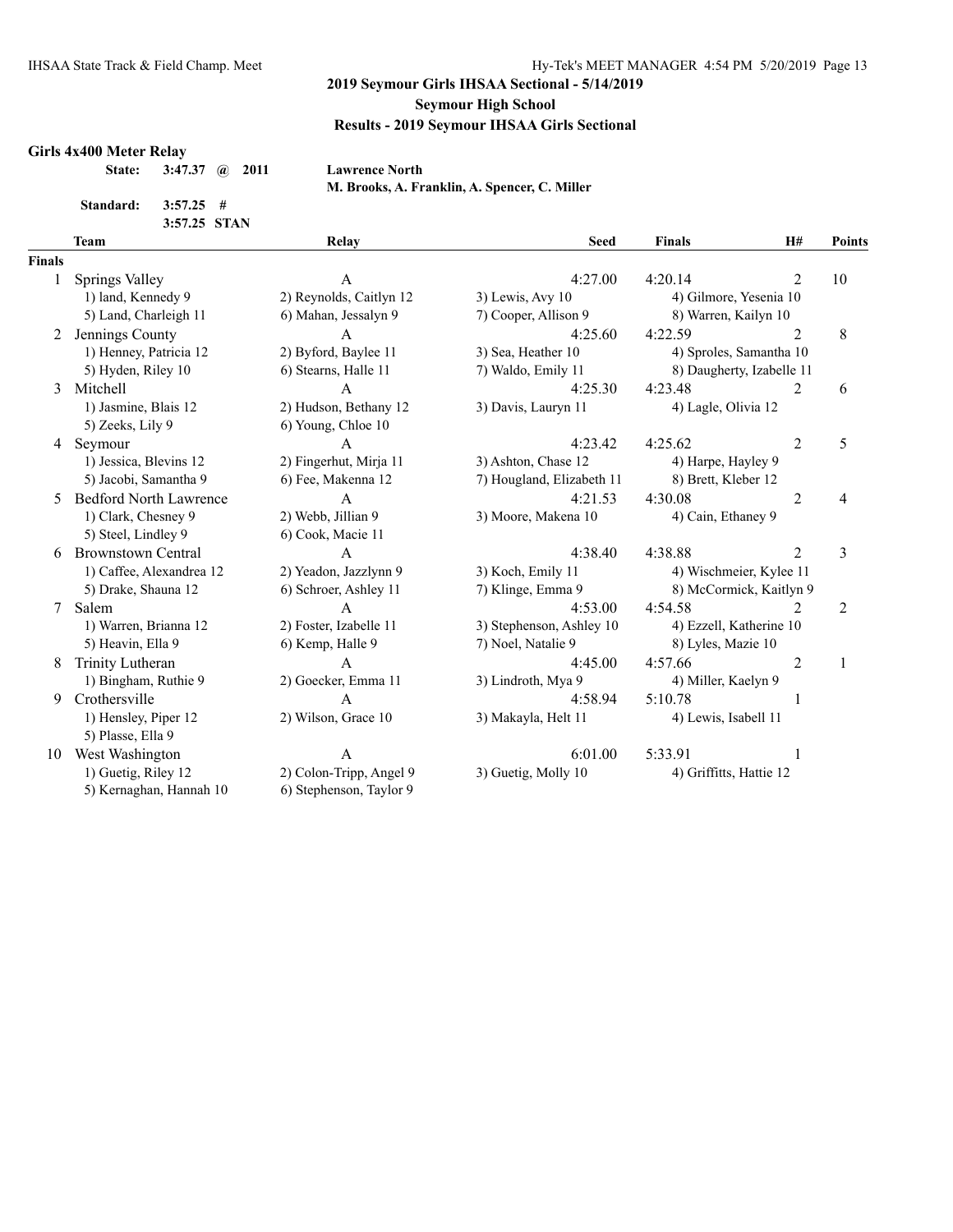## 2019 Seymour Girls IHSAA Sectional - 5/14/2019

**Seymour High School**

**Results - 2019 Seymour IHSAA Girls Sectional**

### Girls 4x400 Meter Relay

**State:** 3:47.37 @ 2011 **Lawrence North**
**M. Brooks, A. Franklin, A. Spencer, C. Miller**

**Standard:** 3:57.25 #
3:57.25 STAN

| | Team | Relay | Seed | Finals | H# | Points |
|---|---|---|---|---|---|---|
| **Finals** | | | | | | |
| 1 | Springs Valley | A | 4:27.00 | 4:20.14 | 2 | 10 |
| | 1) land, Kennedy 9 | 2) Reynolds, Caitlyn 12 | 3) Lewis, Avy 10 | 4) Gilmore, Yesenia 10 | | |
| | 5) Land, Charleigh 11 | 6) Mahan, Jessalyn 9 | 7) Cooper, Allison 9 | 8) Warren, Kailyn 10 | | |
| 2 | Jennings County | A | 4:25.60 | 4:22.59 | 2 | 8 |
| | 1) Henney, Patricia 12 | 2) Byford, Baylee 11 | 3) Sea, Heather 10 | 4) Sproles, Samantha 10 | | |
| | 5) Hyden, Riley 10 | 6) Stearns, Halle 11 | 7) Waldo, Emily 11 | 8) Daugherty, Izabelle 11 | | |
| 3 | Mitchell | A | 4:25.30 | 4:23.48 | 2 | 6 |
| | 1) Jasmine, Blais 12 | 2) Hudson, Bethany 12 | 3) Davis, Lauryn 11 | 4) Lagle, Olivia 12 | | |
| | 5) Zeeks, Lily 9 | 6) Young, Chloe 10 | | | | |
| 4 | Seymour | A | 4:23.42 | 4:25.62 | 2 | 5 |
| | 1) Jessica, Blevins 12 | 2) Fingerhut, Mirja 11 | 3) Ashton, Chase 12 | 4) Harpe, Hayley 9 | | |
| | 5) Jacobi, Samantha 9 | 6) Fee, Makenna 12 | 7) Hougland, Elizabeth 11 | 8) Brett, Kleber 12 | | |
| 5 | Bedford North Lawrence | A | 4:21.53 | 4:30.08 | 2 | 4 |
| | 1) Clark, Chesney 9 | 2) Webb, Jillian 9 | 3) Moore, Makena 10 | 4) Cain, Ethaney 9 | | |
| | 5) Steel, Lindley 9 | 6) Cook, Macie 11 | | | | |
| 6 | Brownstown Central | A | 4:38.40 | 4:38.88 | 2 | 3 |
| | 1) Caffee, Alexandrea 12 | 2) Yeadon, Jazzlynn 9 | 3) Koch, Emily 11 | 4) Wischmeier, Kylee 11 | | |
| | 5) Drake, Shauna 12 | 6) Schroer, Ashley 11 | 7) Klinge, Emma 9 | 8) McCormick, Kaitlyn 9 | | |
| 7 | Salem | A | 4:53.00 | 4:54.58 | 2 | 2 |
| | 1) Warren, Brianna 12 | 2) Foster, Izabelle 11 | 3) Stephenson, Ashley 10 | 4) Ezzell, Katherine 10 | | |
| | 5) Heavin, Ella 9 | 6) Kemp, Halle 9 | 7) Noel, Natalie 9 | 8) Lyles, Mazie 10 | | |
| 8 | Trinity Lutheran | A | 4:45.00 | 4:57.66 | 2 | 1 |
| | 1) Bingham, Ruthie 9 | 2) Goecker, Emma 11 | 3) Lindroth, Mya 9 | 4) Miller, Kaelyn 9 | | |
| 9 | Crothersville | A | 4:58.94 | 5:10.78 | 1 | |
| | 1) Hensley, Piper 12 | 2) Wilson, Grace 10 | 3) Makayla, Helt 11 | 4) Lewis, Isabell 11 | | |
| | 5) Plasse, Ella 9 | | | | | |
| 10 | West Washington | A | 6:01.00 | 5:33.91 | 1 | |
| | 1) Guetig, Riley 12 | 2) Colon-Tripp, Angel 9 | 3) Guetig, Molly 10 | 4) Griffitts, Hattie 12 | | |
| | 5) Kernaghan, Hannah 10 | 6) Stephenson, Taylor 9 | | | | |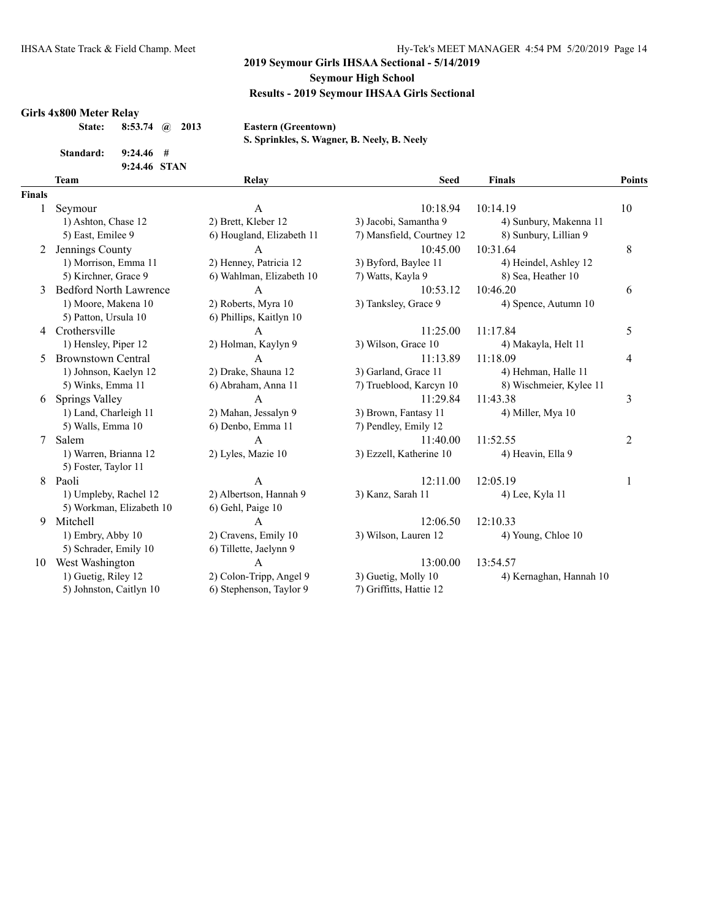## 2019 Seymour Girls IHSAA Sectional - 5/14/2019
### Seymour High School
### Results - 2019 Seymour IHSAA Girls Sectional

**Girls 4x800 Meter Relay**

**State:** 8:53.74 @ 2013 **Eastern (Greentown)**
**S. Sprinkles, S. Wagner, B. Neely, B. Neely**

**Standard:** 9:24.46 #
9:24.46 STAN

| | Team | Relay | Seed | Finals | Points |
|---|---|---|---|---|---|
| **Finals** | | | | | |
| 1 | Seymour | A | 10:18.94 | 10:14.19 | 10 |
| | 1) Ashton, Chase 12 | 2) Brett, Kleber 12 | 3) Jacobi, Samantha 9 | 4) Sunbury, Makenna 11 | |
| | 5) East, Emilee 9 | 6) Hougland, Elizabeth 11 | 7) Mansfield, Courtney 12 | 8) Sunbury, Lillian 9 | |
| 2 | Jennings County | A | 10:45.00 | 10:31.64 | 8 |
| | 1) Morrison, Emma 11 | 2) Henney, Patricia 12 | 3) Byford, Baylee 11 | 4) Heindel, Ashley 12 | |
| | 5) Kirchner, Grace 9 | 6) Wahlman, Elizabeth 10 | 7) Watts, Kayla 9 | 8) Sea, Heather 10 | |
| 3 | Bedford North Lawrence | A | 10:53.12 | 10:46.20 | 6 |
| | 1) Moore, Makena 10 | 2) Roberts, Myra 10 | 3) Tanksley, Grace 9 | 4) Spence, Autumn 10 | |
| | 5) Patton, Ursula 10 | 6) Phillips, Kaitlyn 10 | | | |
| 4 | Crothersville | A | 11:25.00 | 11:17.84 | 5 |
| | 1) Hensley, Piper 12 | 2) Holman, Kaylyn 9 | 3) Wilson, Grace 10 | 4) Makayla, Helt 11 | |
| 5 | Brownstown Central | A | 11:13.89 | 11:18.09 | 4 |
| | 1) Johnson, Kaelyn 12 | 2) Drake, Shauna 12 | 3) Garland, Grace 11 | 4) Hehman, Halle 11 | |
| | 5) Winks, Emma 11 | 6) Abraham, Anna 11 | 7) Trueblood, Karcyn 10 | 8) Wischmeier, Kylee 11 | |
| 6 | Springs Valley | A | 11:29.84 | 11:43.38 | 3 |
| | 1) Land, Charleigh 11 | 2) Mahan, Jessalyn 9 | 3) Brown, Fantasy 11 | 4) Miller, Mya 10 | |
| | 5) Walls, Emma 10 | 6) Denbo, Emma 11 | 7) Pendley, Emily 12 | | |
| 7 | Salem | A | 11:40.00 | 11:52.55 | 2 |
| | 1) Warren, Brianna 12 | 2) Lyles, Mazie 10 | 3) Ezzell, Katherine 10 | 4) Heavin, Ella 9 | |
| | 5) Foster, Taylor 11 | | | | |
| 8 | Paoli | A | 12:11.00 | 12:05.19 | 1 |
| | 1) Umpleby, Rachel 12 | 2) Albertson, Hannah 9 | 3) Kanz, Sarah 11 | 4) Lee, Kyla 11 | |
| | 5) Workman, Elizabeth 10 | 6) Gehl, Paige 10 | | | |
| 9 | Mitchell | A | 12:06.50 | 12:10.33 | |
| | 1) Embry, Abby 10 | 2) Cravens, Emily 10 | 3) Wilson, Lauren 12 | 4) Young, Chloe 10 | |
| | 5) Schrader, Emily 10 | 6) Tillette, Jaelynn 9 | | | |
| 10 | West Washington | A | 13:00.00 | 13:54.57 | |
| | 1) Guetig, Riley 12 | 2) Colon-Tripp, Angel 9 | 3) Guetig, Molly 10 | 4) Kernaghan, Hannah 10 | |
| | 5) Johnston, Caitlyn 10 | 6) Stephenson, Taylor 9 | 7) Griffitts, Hattie 12 | | |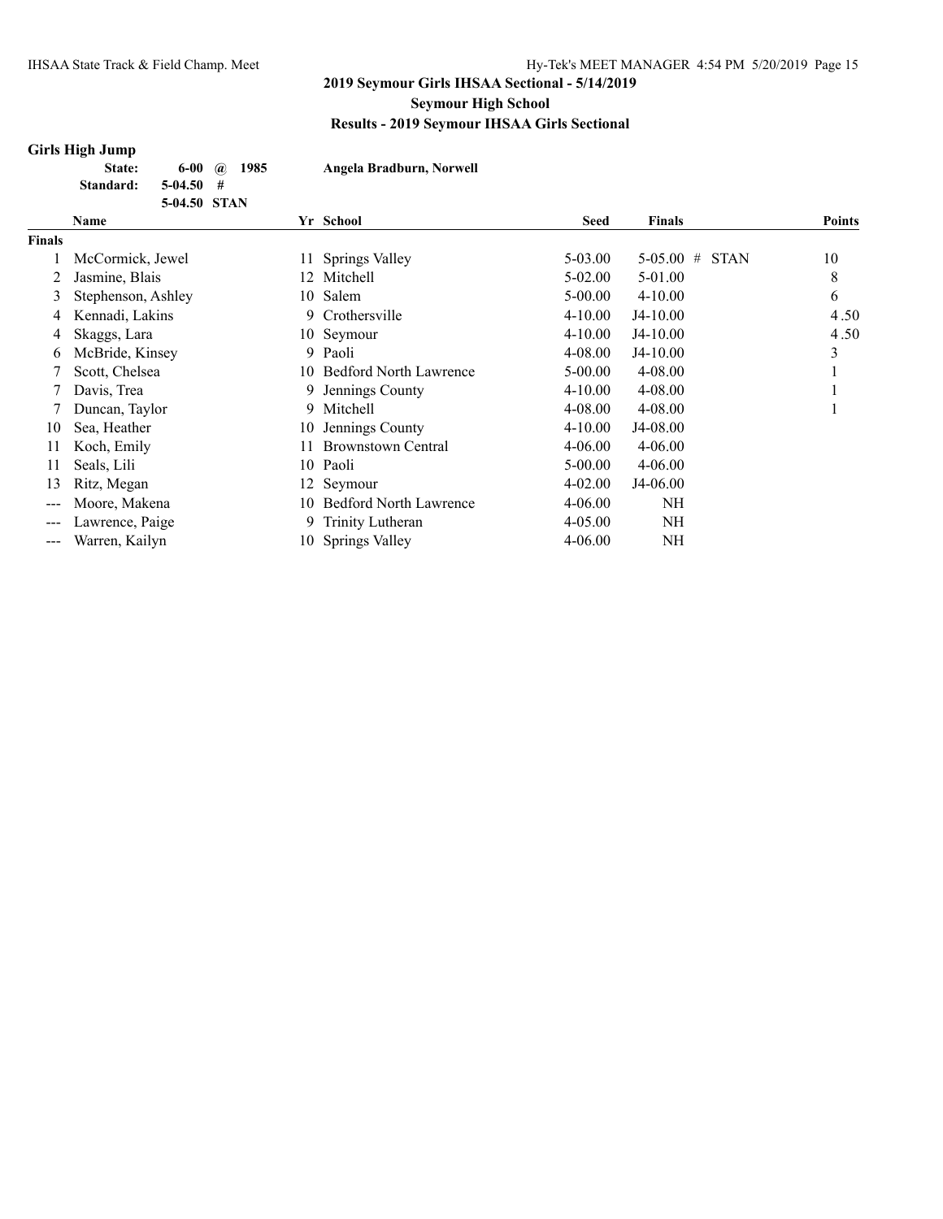**2019 Seymour Girls IHSAA Sectional - 5/14/2019**

**Seymour High School**

**Results - 2019 Seymour IHSAA Girls Sectional**

## Girls High Jump

| | | | | |
|---|---|---|---|---|
| **State:** | **6-00** | **@** | **1985** | **Angela Bradburn, Norwell** |
| **Standard:** | **5-04.50** | **#** | | |
| | **5-04.50** | **STAN** | | |

| | Name | Yr | School | Seed | Finals | Points |
|---|---|---|---|---|---|---|
| **Finals** | | | | | | |
| 1 | McCormick, Jewel | 11 | Springs Valley | 5-03.00 | 5-05.00 # STAN | 10 |
| 2 | Jasmine, Blais | 12 | Mitchell | 5-02.00 | 5-01.00 | 8 |
| 3 | Stephenson, Ashley | 10 | Salem | 5-00.00 | 4-10.00 | 6 |
| 4 | Kennadi, Lakins | 9 | Crothersville | 4-10.00 | J4-10.00 | 4.50 |
| 4 | Skaggs, Lara | 10 | Seymour | 4-10.00 | J4-10.00 | 4.50 |
| 6 | McBride, Kinsey | 9 | Paoli | 4-08.00 | J4-10.00 | 3 |
| 7 | Scott, Chelsea | 10 | Bedford North Lawrence | 5-00.00 | 4-08.00 | 1 |
| 7 | Davis, Trea | 9 | Jennings County | 4-10.00 | 4-08.00 | 1 |
| 7 | Duncan, Taylor | 9 | Mitchell | 4-08.00 | 4-08.00 | 1 |
| 10 | Sea, Heather | 10 | Jennings County | 4-10.00 | J4-08.00 | |
| 11 | Koch, Emily | 11 | Brownstown Central | 4-06.00 | 4-06.00 | |
| 11 | Seals, Lili | 10 | Paoli | 5-00.00 | 4-06.00 | |
| 13 | Ritz, Megan | 12 | Seymour | 4-02.00 | J4-06.00 | |
| --- | Moore, Makena | 10 | Bedford North Lawrence | 4-06.00 | NH | |
| --- | Lawrence, Paige | 9 | Trinity Lutheran | 4-05.00 | NH | |
| --- | Warren, Kailyn | 10 | Springs Valley | 4-06.00 | NH | |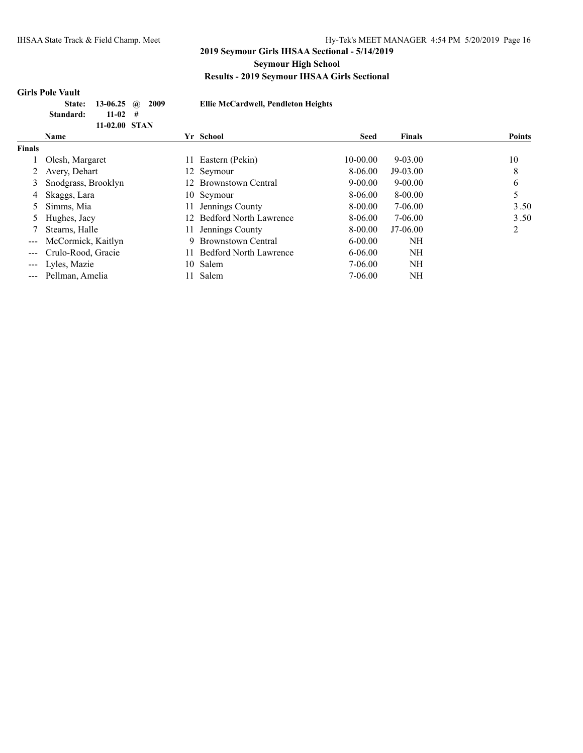## 2019 Seymour Girls IHSAA Sectional - 5/14/2019

### Seymour High School

### Results - 2019 Seymour IHSAA Girls Sectional

**Girls Pole Vault**

| | | | | |
|---|---|---|---|---|
| **State:** | **13-06.25** | **@** | **2009** | **Ellie McCardwell, Pendleton Heights** |
| **Standard:** | **11-02** | **#** | | |
| | **11-02.00** | **STAN** | | |

| | Name | Yr | School | Seed | Finals | Points |
|---|---|---|---|---|---|---|
| **Finals** | | | | | | |
| 1 | Olesh, Margaret | 11 | Eastern (Pekin) | 10-00.00 | 9-03.00 | 10 |
| 2 | Avery, Dehart | 12 | Seymour | 8-06.00 | J9-03.00 | 8 |
| 3 | Snodgrass, Brooklyn | 12 | Brownstown Central | 9-00.00 | 9-00.00 | 6 |
| 4 | Skaggs, Lara | 10 | Seymour | 8-06.00 | 8-00.00 | 5 |
| 5 | Simms, Mia | 11 | Jennings County | 8-00.00 | 7-06.00 | 3.50 |
| 5 | Hughes, Jacy | 12 | Bedford North Lawrence | 8-06.00 | 7-06.00 | 3.50 |
| 7 | Stearns, Halle | 11 | Jennings County | 8-00.00 | J7-06.00 | 2 |
| --- | McCormick, Kaitlyn | 9 | Brownstown Central | 6-00.00 | NH | |
| --- | Crulo-Rood, Gracie | 11 | Bedford North Lawrence | 6-06.00 | NH | |
| --- | Lyles, Mazie | 10 | Salem | 7-06.00 | NH | |
| --- | Pellman, Amelia | 11 | Salem | 7-06.00 | NH | |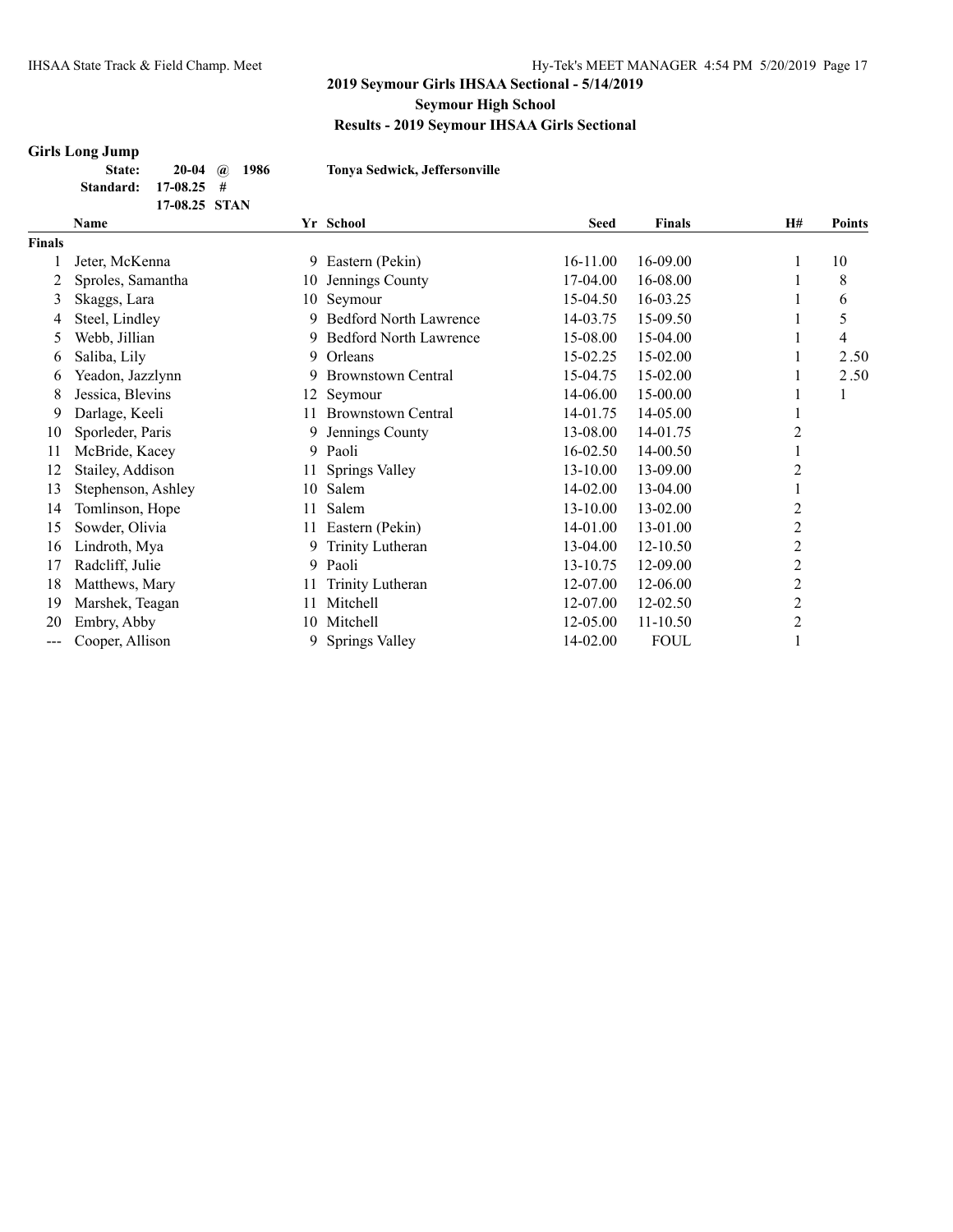**2019 Seymour Girls IHSAA Sectional - 5/14/2019**

**Seymour High School**

**Results - 2019 Seymour IHSAA Girls Sectional**

### Girls Long Jump

**State:** 20-04 @ 1986 **Tonya Sedwick, Jeffersonville**

**Standard:** 17-08.25 #

17-08.25 STAN

| | Name | Yr | School | Seed | Finals | H# | Points |
|---|---|---|---|---|---|---|---|
| **Finals** | | | | | | | |
| 1 | Jeter, McKenna | 9 | Eastern (Pekin) | 16-11.00 | 16-09.00 | 1 | 10 |
| 2 | Sproles, Samantha | 10 | Jennings County | 17-04.00 | 16-08.00 | 1 | 8 |
| 3 | Skaggs, Lara | 10 | Seymour | 15-04.50 | 16-03.25 | 1 | 6 |
| 4 | Steel, Lindley | 9 | Bedford North Lawrence | 14-03.75 | 15-09.50 | 1 | 5 |
| 5 | Webb, Jillian | 9 | Bedford North Lawrence | 15-08.00 | 15-04.00 | 1 | 4 |
| 6 | Saliba, Lily | 9 | Orleans | 15-02.25 | 15-02.00 | 1 | 2.50 |
| 6 | Yeadon, Jazzlynn | 9 | Brownstown Central | 15-04.75 | 15-02.00 | 1 | 2.50 |
| 8 | Jessica, Blevins | 12 | Seymour | 14-06.00 | 15-00.00 | 1 | 1 |
| 9 | Darlage, Keeli | 11 | Brownstown Central | 14-01.75 | 14-05.00 | 1 | |
| 10 | Sporleder, Paris | 9 | Jennings County | 13-08.00 | 14-01.75 | 2 | |
| 11 | McBride, Kacey | 9 | Paoli | 16-02.50 | 14-00.50 | 1 | |
| 12 | Stailey, Addison | 11 | Springs Valley | 13-10.00 | 13-09.00 | 2 | |
| 13 | Stephenson, Ashley | 10 | Salem | 14-02.00 | 13-04.00 | 1 | |
| 14 | Tomlinson, Hope | 11 | Salem | 13-10.00 | 13-02.00 | 2 | |
| 15 | Sowder, Olivia | 11 | Eastern (Pekin) | 14-01.00 | 13-01.00 | 2 | |
| 16 | Lindroth, Mya | 9 | Trinity Lutheran | 13-04.00 | 12-10.50 | 2 | |
| 17 | Radcliff, Julie | 9 | Paoli | 13-10.75 | 12-09.00 | 2 | |
| 18 | Matthews, Mary | 11 | Trinity Lutheran | 12-07.00 | 12-06.00 | 2 | |
| 19 | Marshek, Teagan | 11 | Mitchell | 12-07.00 | 12-02.50 | 2 | |
| 20 | Embry, Abby | 10 | Mitchell | 12-05.00 | 11-10.50 | 2 | |
| --- | Cooper, Allison | 9 | Springs Valley | 14-02.00 | FOUL | 1 | |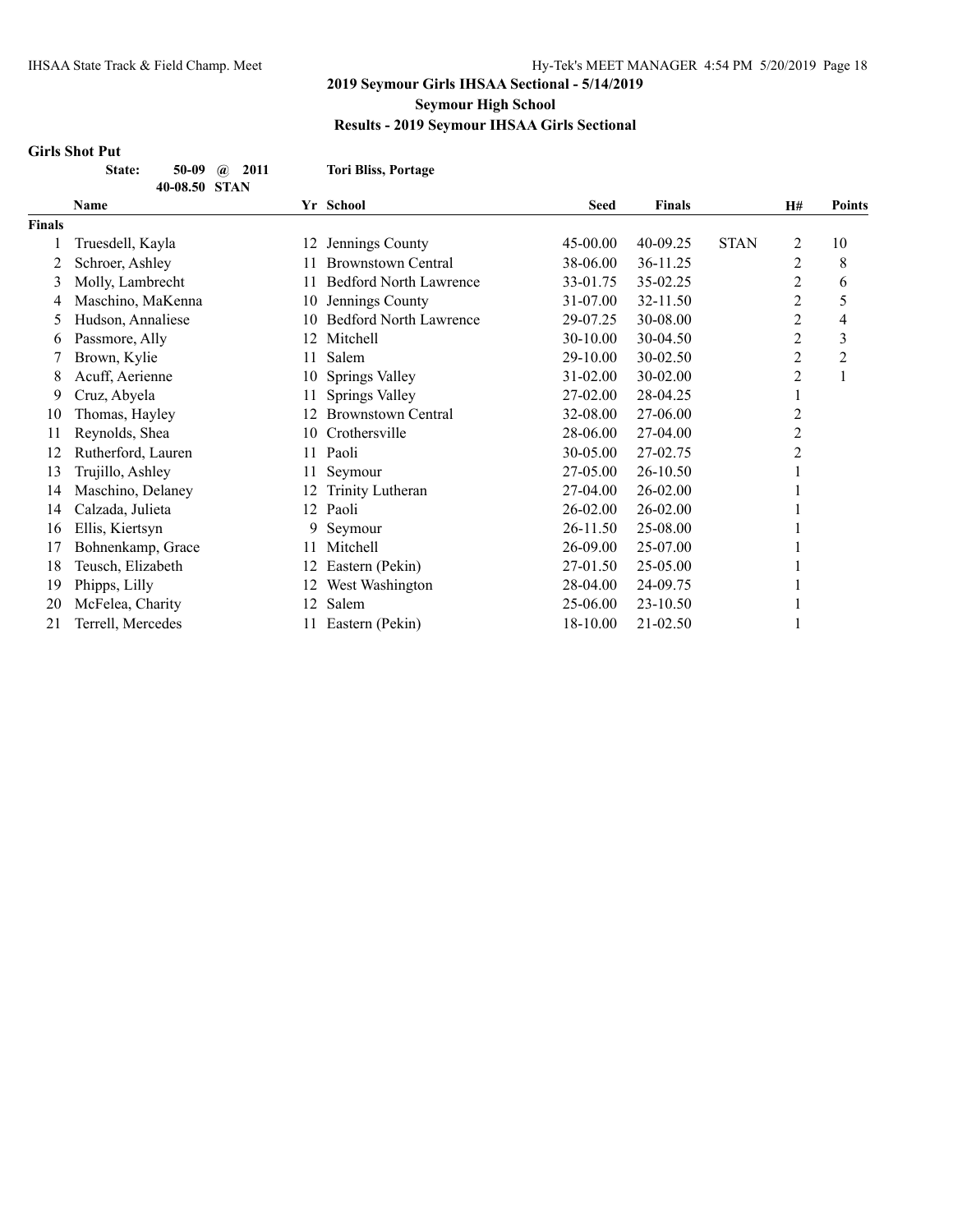## 2019 Seymour Girls IHSAA Sectional - 5/14/2019

### Seymour High School

### Results - 2019 Seymour IHSAA Girls Sectional

**Girls Shot Put**

**State: 50-09 @ 2011 Tori Bliss, Portage**
**40-08.50 STAN**

| | Name | Yr | School | Seed | Finals | | H# | Points |
|---|---|---|---|---|---|---|---|---|
| **Finals** | | | | | | | | |
| 1 | Truesdell, Kayla | 12 | Jennings County | 45-00.00 | 40-09.25 | STAN | 2 | 10 |
| 2 | Schroer, Ashley | 11 | Brownstown Central | 38-06.00 | 36-11.25 | | 2 | 8 |
| 3 | Molly, Lambrecht | 11 | Bedford North Lawrence | 33-01.75 | 35-02.25 | | 2 | 6 |
| 4 | Maschino, MaKenna | 10 | Jennings County | 31-07.00 | 32-11.50 | | 2 | 5 |
| 5 | Hudson, Annaliese | 10 | Bedford North Lawrence | 29-07.25 | 30-08.00 | | 2 | 4 |
| 6 | Passmore, Ally | 12 | Mitchell | 30-10.00 | 30-04.50 | | 2 | 3 |
| 7 | Brown, Kylie | 11 | Salem | 29-10.00 | 30-02.50 | | 2 | 2 |
| 8 | Acuff, Aerienne | 10 | Springs Valley | 31-02.00 | 30-02.00 | | 2 | 1 |
| 9 | Cruz, Abyela | 11 | Springs Valley | 27-02.00 | 28-04.25 | | 1 | |
| 10 | Thomas, Hayley | 12 | Brownstown Central | 32-08.00 | 27-06.00 | | 2 | |
| 11 | Reynolds, Shea | 10 | Crothersville | 28-06.00 | 27-04.00 | | 2 | |
| 12 | Rutherford, Lauren | 11 | Paoli | 30-05.00 | 27-02.75 | | 2 | |
| 13 | Trujillo, Ashley | 11 | Seymour | 27-05.00 | 26-10.50 | | 1 | |
| 14 | Maschino, Delaney | 12 | Trinity Lutheran | 27-04.00 | 26-02.00 | | 1 | |
| 14 | Calzada, Julieta | 12 | Paoli | 26-02.00 | 26-02.00 | | 1 | |
| 16 | Ellis, Kiertsyn | 9 | Seymour | 26-11.50 | 25-08.00 | | 1 | |
| 17 | Bohnenkamp, Grace | 11 | Mitchell | 26-09.00 | 25-07.00 | | 1 | |
| 18 | Teusch, Elizabeth | 12 | Eastern (Pekin) | 27-01.50 | 25-05.00 | | 1 | |
| 19 | Phipps, Lilly | 12 | West Washington | 28-04.00 | 24-09.75 | | 1 | |
| 20 | McFelea, Charity | 12 | Salem | 25-06.00 | 23-10.50 | | 1 | |
| 21 | Terrell, Mercedes | 11 | Eastern (Pekin) | 18-10.00 | 21-02.50 | | 1 | |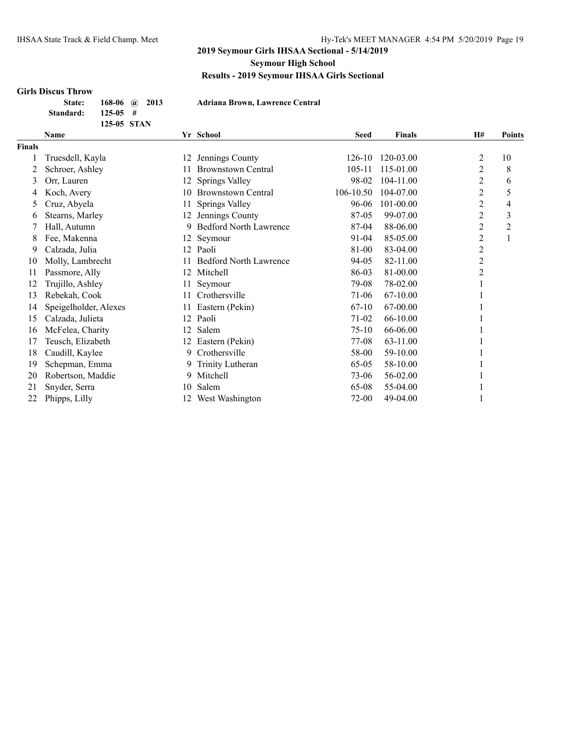## 2019 Seymour Girls IHSAA Sectional - 5/14/2019

**Seymour High School**

**Results - 2019 Seymour IHSAA Girls Sectional**

### Girls Discus Throw

| | | | |
|---|---|---|---|
| **State:** | 168-06 | @ 2013 | **Adriana Brown, Lawrence Central** |
| **Standard:** | 125-05 | # | |
| | 125-05 | STAN | |

| | Name | Yr | School | Seed | Finals | H# | Points |
|---|---|---|---|---|---|---|---|
| **Finals** | | | | | | | |
| 1 | Truesdell, Kayla | 12 | Jennings County | 126-10 | 120-03.00 | 2 | 10 |
| 2 | Schroer, Ashley | 11 | Brownstown Central | 105-11 | 115-01.00 | 2 | 8 |
| 3 | Orr, Lauren | 12 | Springs Valley | 98-02 | 104-11.00 | 2 | 6 |
| 4 | Koch, Avery | 10 | Brownstown Central | 106-10.50 | 104-07.00 | 2 | 5 |
| 5 | Cruz, Abyela | 11 | Springs Valley | 96-06 | 101-00.00 | 2 | 4 |
| 6 | Stearns, Marley | 12 | Jennings County | 87-05 | 99-07.00 | 2 | 3 |
| 7 | Hall, Autumn | 9 | Bedford North Lawrence | 87-04 | 88-06.00 | 2 | 2 |
| 8 | Fee, Makenna | 12 | Seymour | 91-04 | 85-05.00 | 2 | 1 |
| 9 | Calzada, Julia | 12 | Paoli | 81-00 | 83-04.00 | 2 | |
| 10 | Molly, Lambrecht | 11 | Bedford North Lawrence | 94-05 | 82-11.00 | 2 | |
| 11 | Passmore, Ally | 12 | Mitchell | 86-03 | 81-00.00 | 2 | |
| 12 | Trujillo, Ashley | 11 | Seymour | 79-08 | 78-02.00 | 1 | |
| 13 | Rebekah, Cook | 11 | Crothersville | 71-06 | 67-10.00 | 1 | |
| 14 | Speigelholder, Alexes | 11 | Eastern (Pekin) | 67-10 | 67-00.00 | 1 | |
| 15 | Calzada, Julieta | 12 | Paoli | 71-02 | 66-10.00 | 1 | |
| 16 | McFelea, Charity | 12 | Salem | 75-10 | 66-06.00 | 1 | |
| 17 | Teusch, Elizabeth | 12 | Eastern (Pekin) | 77-08 | 63-11.00 | 1 | |
| 18 | Caudill, Kaylee | 9 | Crothersville | 58-00 | 59-10.00 | 1 | |
| 19 | Schepman, Emma | 9 | Trinity Lutheran | 65-05 | 58-10.00 | 1 | |
| 20 | Robertson, Maddie | 9 | Mitchell | 73-06 | 56-02.00 | 1 | |
| 21 | Snyder, Serra | 10 | Salem | 65-08 | 55-04.00 | 1 | |
| 22 | Phipps, Lilly | 12 | West Washington | 72-00 | 49-04.00 | 1 | |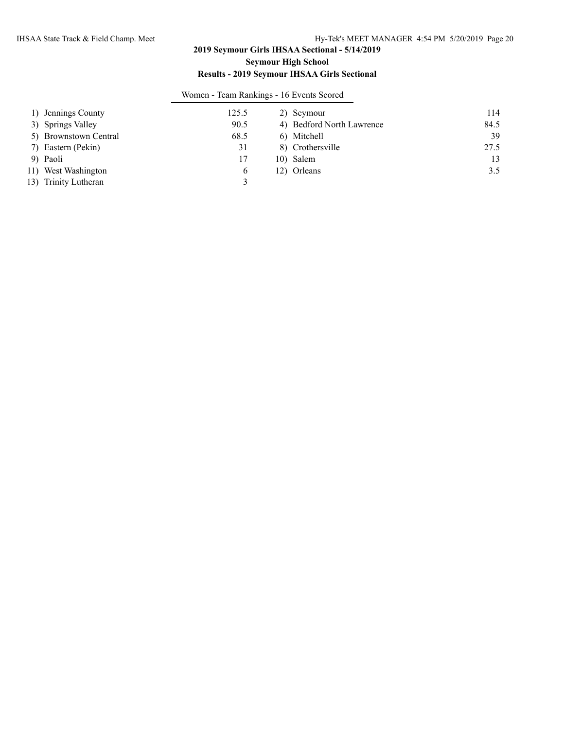**2019 Seymour Girls IHSAA Sectional - 5/14/2019**

**Seymour High School**

**Results - 2019 Seymour IHSAA Girls Sectional**

Women - Team Rankings - 16 Events Scored

| | | | | | |
|---|---|---|---|---|---|
| 1) | Jennings County | 125.5 | 2) | Seymour | 114 |
| 3) | Springs Valley | 90.5 | 4) | Bedford North Lawrence | 84.5 |
| 5) | Brownstown Central | 68.5 | 6) | Mitchell | 39 |
| 7) | Eastern (Pekin) | 31 | 8) | Crothersville | 27.5 |
| 9) | Paoli | 17 | 10) | Salem | 13 |
| 11) | West Washington | 6 | 12) | Orleans | 3.5 |
| 13) | Trinity Lutheran | 3 | | | |